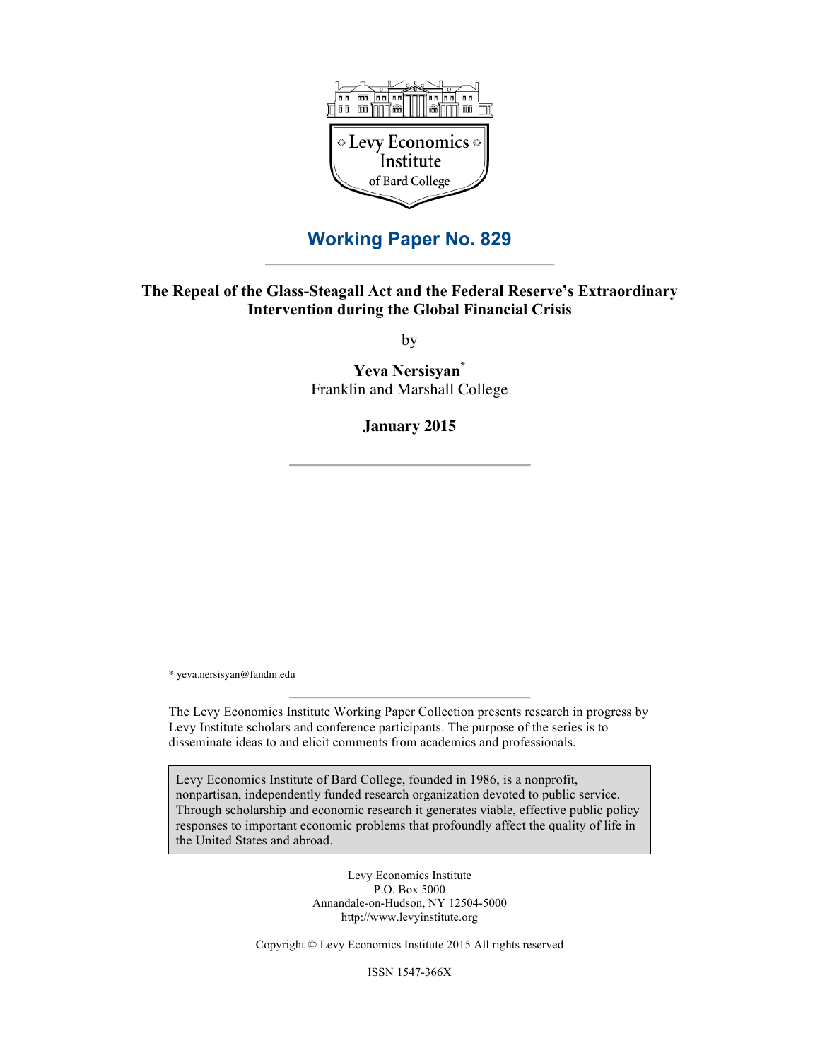Levy Economics Institute of Bard College

# Working Paper No. 829

**The Repeal of the Glass-Steagall Act and the Federal Reserve's Extraordinary Intervention during the Global Financial Crisis**

by

**Yeva Nersisyan***
Franklin and Marshall College

**January 2015**

\* yeva.nersisyan@fandm.edu

The Levy Economics Institute Working Paper Collection presents research in progress by Levy Institute scholars and conference participants. The purpose of the series is to disseminate ideas to and elicit comments from academics and professionals.

Levy Economics Institute of Bard College, founded in 1986, is a nonprofit, nonpartisan, independently funded research organization devoted to public service. Through scholarship and economic research it generates viable, effective public policy responses to important economic problems that profoundly affect the quality of life in the United States and abroad.

Levy Economics Institute
P.O. Box 5000
Annandale-on-Hudson, NY 12504-5000
http://www.levyinstitute.org

Copyright © Levy Economics Institute 2015 All rights reserved

ISSN 1547-366X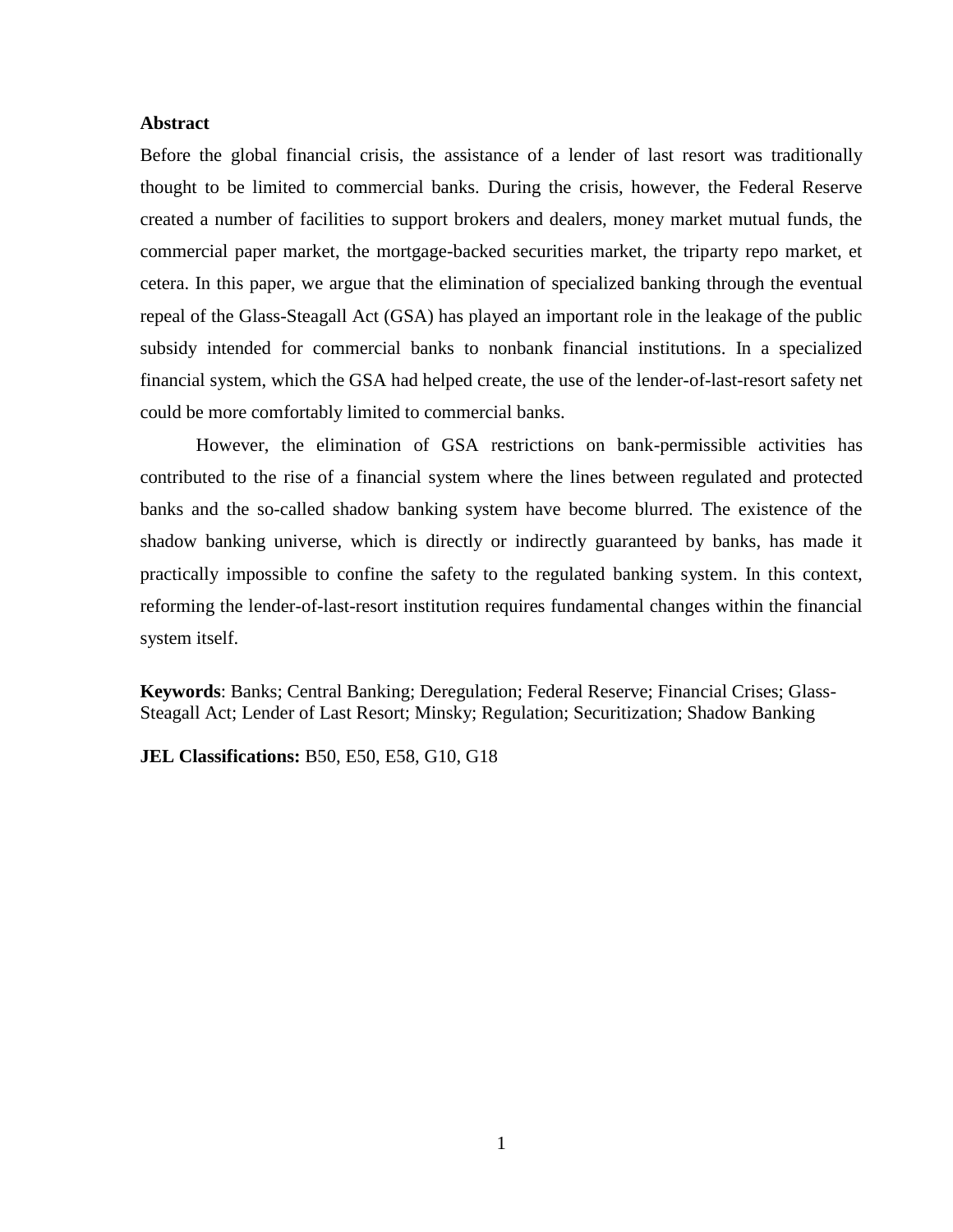**Abstract**

Before the global financial crisis, the assistance of a lender of last resort was traditionally thought to be limited to commercial banks. During the crisis, however, the Federal Reserve created a number of facilities to support brokers and dealers, money market mutual funds, the commercial paper market, the mortgage-backed securities market, the triparty repo market, et cetera. In this paper, we argue that the elimination of specialized banking through the eventual repeal of the Glass-Steagall Act (GSA) has played an important role in the leakage of the public subsidy intended for commercial banks to nonbank financial institutions. In a specialized financial system, which the GSA had helped create, the use of the lender-of-last-resort safety net could be more comfortably limited to commercial banks.

However, the elimination of GSA restrictions on bank-permissible activities has contributed to the rise of a financial system where the lines between regulated and protected banks and the so-called shadow banking system have become blurred. The existence of the shadow banking universe, which is directly or indirectly guaranteed by banks, has made it practically impossible to confine the safety to the regulated banking system. In this context, reforming the lender-of-last-resort institution requires fundamental changes within the financial system itself.

**Keywords**: Banks; Central Banking; Deregulation; Federal Reserve; Financial Crises; Glass-Steagall Act; Lender of Last Resort; Minsky; Regulation; Securitization; Shadow Banking

**JEL Classifications:** B50, E50, E58, G10, G18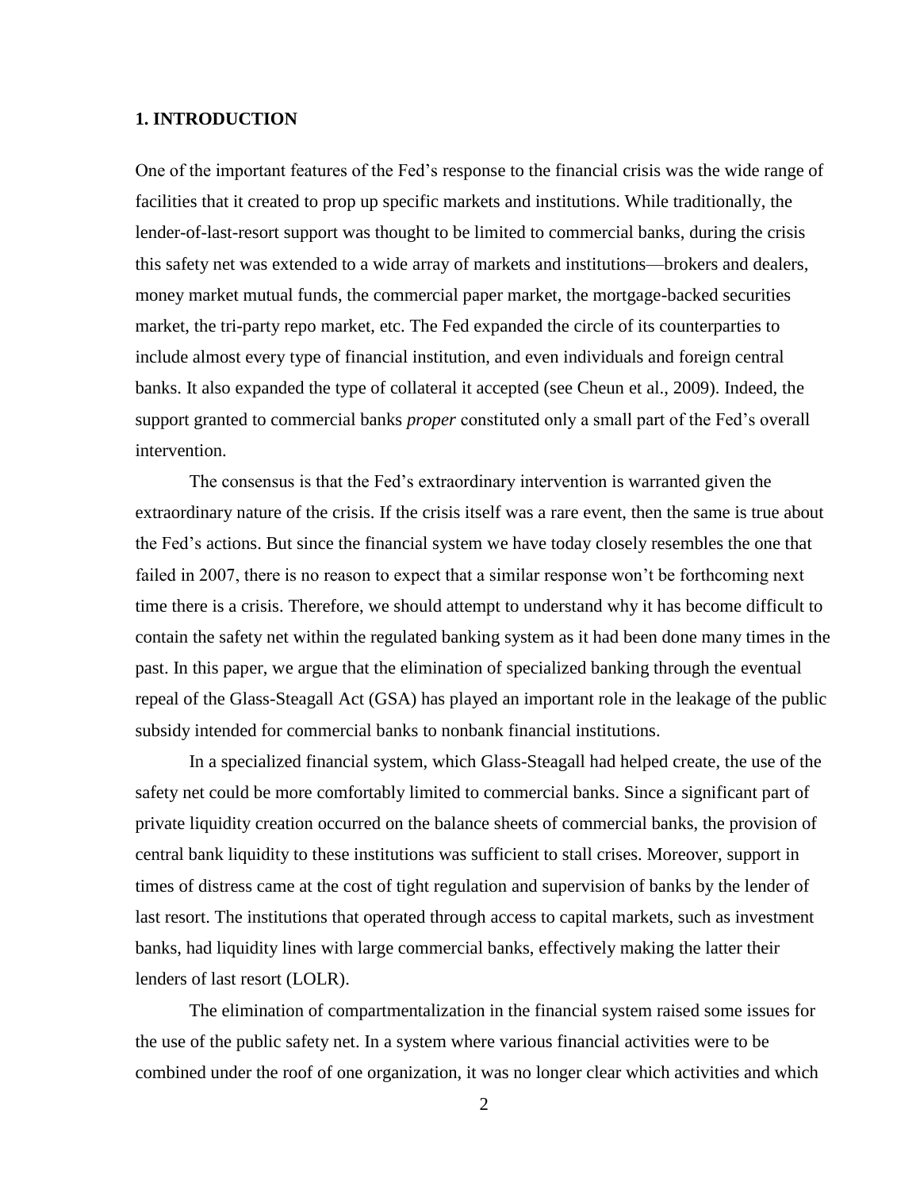## 1. INTRODUCTION

One of the important features of the Fed's response to the financial crisis was the wide range of facilities that it created to prop up specific markets and institutions. While traditionally, the lender-of-last-resort support was thought to be limited to commercial banks, during the crisis this safety net was extended to a wide array of markets and institutions—brokers and dealers, money market mutual funds, the commercial paper market, the mortgage-backed securities market, the tri-party repo market, etc. The Fed expanded the circle of its counterparties to include almost every type of financial institution, and even individuals and foreign central banks. It also expanded the type of collateral it accepted (see Cheun et al., 2009). Indeed, the support granted to commercial banks *proper* constituted only a small part of the Fed's overall intervention.

The consensus is that the Fed's extraordinary intervention is warranted given the extraordinary nature of the crisis. If the crisis itself was a rare event, then the same is true about the Fed's actions. But since the financial system we have today closely resembles the one that failed in 2007, there is no reason to expect that a similar response won't be forthcoming next time there is a crisis. Therefore, we should attempt to understand why it has become difficult to contain the safety net within the regulated banking system as it had been done many times in the past. In this paper, we argue that the elimination of specialized banking through the eventual repeal of the Glass-Steagall Act (GSA) has played an important role in the leakage of the public subsidy intended for commercial banks to nonbank financial institutions.

In a specialized financial system, which Glass-Steagall had helped create, the use of the safety net could be more comfortably limited to commercial banks. Since a significant part of private liquidity creation occurred on the balance sheets of commercial banks, the provision of central bank liquidity to these institutions was sufficient to stall crises. Moreover, support in times of distress came at the cost of tight regulation and supervision of banks by the lender of last resort. The institutions that operated through access to capital markets, such as investment banks, had liquidity lines with large commercial banks, effectively making the latter their lenders of last resort (LOLR).

The elimination of compartmentalization in the financial system raised some issues for the use of the public safety net. In a system where various financial activities were to be combined under the roof of one organization, it was no longer clear which activities and which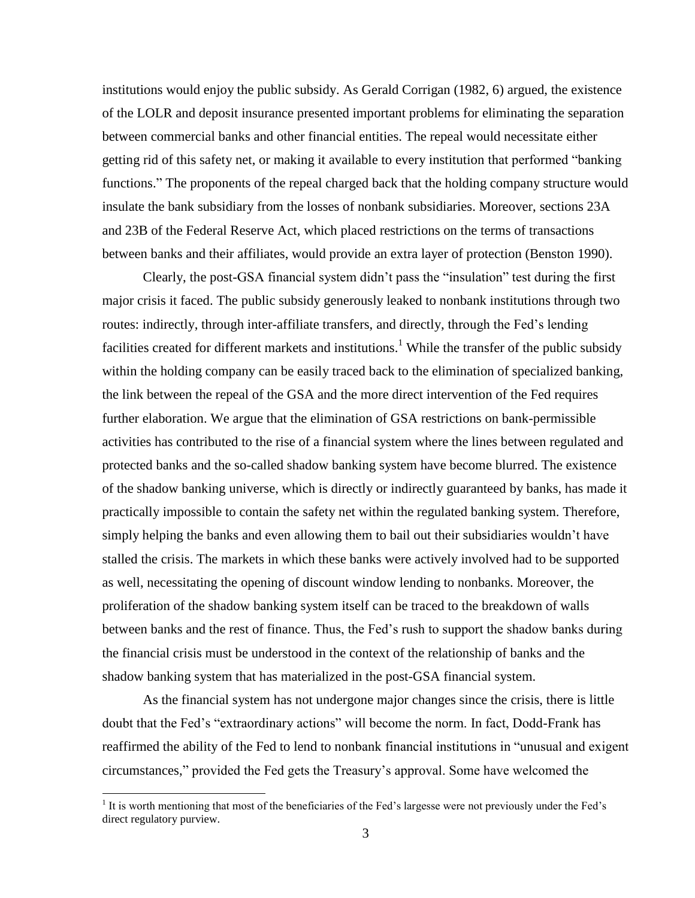institutions would enjoy the public subsidy. As Gerald Corrigan (1982, 6) argued, the existence of the LOLR and deposit insurance presented important problems for eliminating the separation between commercial banks and other financial entities. The repeal would necessitate either getting rid of this safety net, or making it available to every institution that performed "banking functions." The proponents of the repeal charged back that the holding company structure would insulate the bank subsidiary from the losses of nonbank subsidiaries. Moreover, sections 23A and 23B of the Federal Reserve Act, which placed restrictions on the terms of transactions between banks and their affiliates, would provide an extra layer of protection (Benston 1990).

Clearly, the post-GSA financial system didn't pass the "insulation" test during the first major crisis it faced. The public subsidy generously leaked to nonbank institutions through two routes: indirectly, through inter-affiliate transfers, and directly, through the Fed's lending facilities created for different markets and institutions.[1] While the transfer of the public subsidy within the holding company can be easily traced back to the elimination of specialized banking, the link between the repeal of the GSA and the more direct intervention of the Fed requires further elaboration. We argue that the elimination of GSA restrictions on bank-permissible activities has contributed to the rise of a financial system where the lines between regulated and protected banks and the so-called shadow banking system have become blurred. The existence of the shadow banking universe, which is directly or indirectly guaranteed by banks, has made it practically impossible to contain the safety net within the regulated banking system. Therefore, simply helping the banks and even allowing them to bail out their subsidiaries wouldn't have stalled the crisis. The markets in which these banks were actively involved had to be supported as well, necessitating the opening of discount window lending to nonbanks. Moreover, the proliferation of the shadow banking system itself can be traced to the breakdown of walls between banks and the rest of finance. Thus, the Fed's rush to support the shadow banks during the financial crisis must be understood in the context of the relationship of banks and the shadow banking system that has materialized in the post-GSA financial system.

As the financial system has not undergone major changes since the crisis, there is little doubt that the Fed's "extraordinary actions" will become the norm. In fact, Dodd-Frank has reaffirmed the ability of the Fed to lend to nonbank financial institutions in "unusual and exigent circumstances," provided the Fed gets the Treasury's approval. Some have welcomed the

[1] It is worth mentioning that most of the beneficiaries of the Fed's largesse were not previously under the Fed's direct regulatory purview.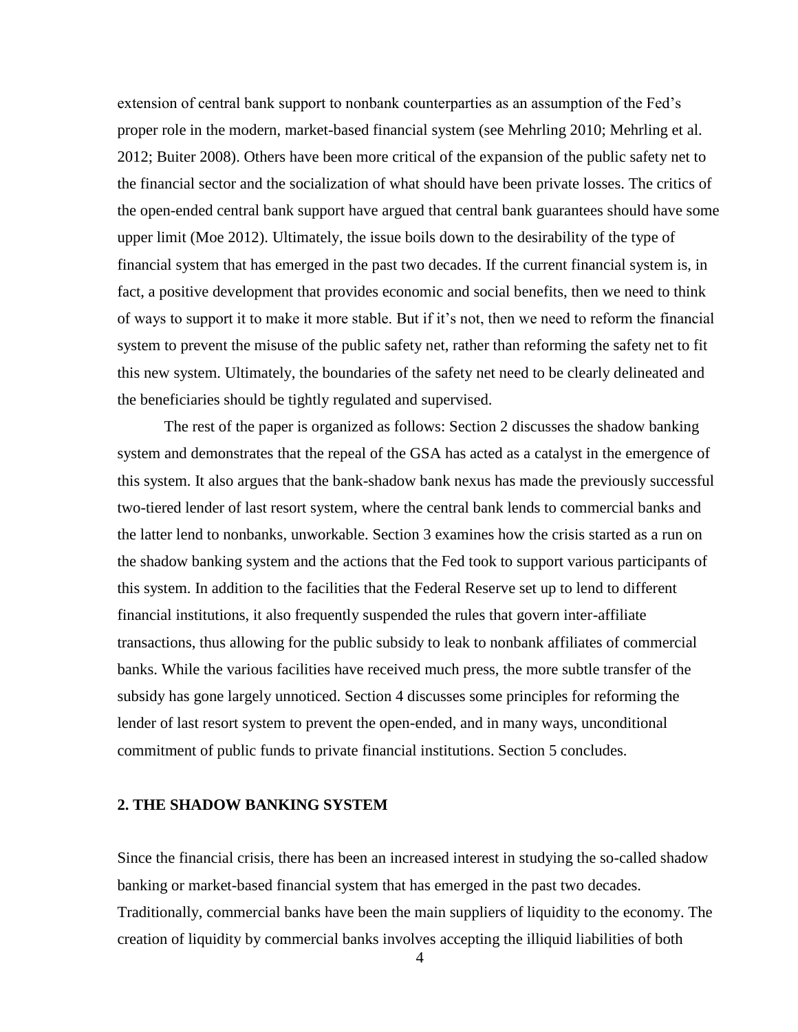extension of central bank support to nonbank counterparties as an assumption of the Fed's proper role in the modern, market-based financial system (see Mehrling 2010; Mehrling et al. 2012; Buiter 2008). Others have been more critical of the expansion of the public safety net to the financial sector and the socialization of what should have been private losses. The critics of the open-ended central bank support have argued that central bank guarantees should have some upper limit (Moe 2012). Ultimately, the issue boils down to the desirability of the type of financial system that has emerged in the past two decades. If the current financial system is, in fact, a positive development that provides economic and social benefits, then we need to think of ways to support it to make it more stable. But if it's not, then we need to reform the financial system to prevent the misuse of the public safety net, rather than reforming the safety net to fit this new system. Ultimately, the boundaries of the safety net need to be clearly delineated and the beneficiaries should be tightly regulated and supervised.

The rest of the paper is organized as follows: Section 2 discusses the shadow banking system and demonstrates that the repeal of the GSA has acted as a catalyst in the emergence of this system. It also argues that the bank-shadow bank nexus has made the previously successful two-tiered lender of last resort system, where the central bank lends to commercial banks and the latter lend to nonbanks, unworkable. Section 3 examines how the crisis started as a run on the shadow banking system and the actions that the Fed took to support various participants of this system. In addition to the facilities that the Federal Reserve set up to lend to different financial institutions, it also frequently suspended the rules that govern inter-affiliate transactions, thus allowing for the public subsidy to leak to nonbank affiliates of commercial banks. While the various facilities have received much press, the more subtle transfer of the subsidy has gone largely unnoticed. Section 4 discusses some principles for reforming the lender of last resort system to prevent the open-ended, and in many ways, unconditional commitment of public funds to private financial institutions. Section 5 concludes.

## 2. THE SHADOW BANKING SYSTEM

Since the financial crisis, there has been an increased interest in studying the so-called shadow banking or market-based financial system that has emerged in the past two decades. Traditionally, commercial banks have been the main suppliers of liquidity to the economy. The creation of liquidity by commercial banks involves accepting the illiquid liabilities of both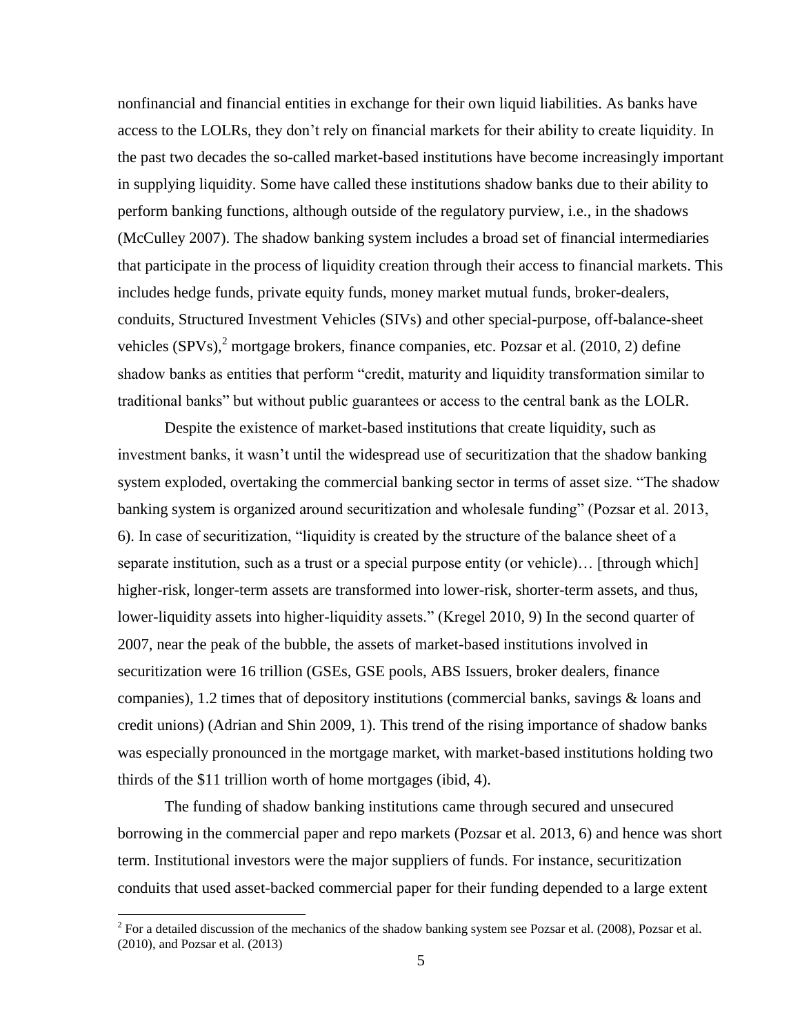nonfinancial and financial entities in exchange for their own liquid liabilities. As banks have access to the LOLRs, they don't rely on financial markets for their ability to create liquidity. In the past two decades the so-called market-based institutions have become increasingly important in supplying liquidity. Some have called these institutions shadow banks due to their ability to perform banking functions, although outside of the regulatory purview, i.e., in the shadows (McCulley 2007). The shadow banking system includes a broad set of financial intermediaries that participate in the process of liquidity creation through their access to financial markets. This includes hedge funds, private equity funds, money market mutual funds, broker-dealers, conduits, Structured Investment Vehicles (SIVs) and other special-purpose, off-balance-sheet vehicles (SPVs),[2] mortgage brokers, finance companies, etc. Pozsar et al. (2010, 2) define shadow banks as entities that perform "credit, maturity and liquidity transformation similar to traditional banks" but without public guarantees or access to the central bank as the LOLR.

Despite the existence of market-based institutions that create liquidity, such as investment banks, it wasn't until the widespread use of securitization that the shadow banking system exploded, overtaking the commercial banking sector in terms of asset size. "The shadow banking system is organized around securitization and wholesale funding" (Pozsar et al. 2013, 6). In case of securitization, "liquidity is created by the structure of the balance sheet of a separate institution, such as a trust or a special purpose entity (or vehicle)… [through which] higher-risk, longer-term assets are transformed into lower-risk, shorter-term assets, and thus, lower-liquidity assets into higher-liquidity assets." (Kregel 2010, 9) In the second quarter of 2007, near the peak of the bubble, the assets of market-based institutions involved in securitization were 16 trillion (GSEs, GSE pools, ABS Issuers, broker dealers, finance companies), 1.2 times that of depository institutions (commercial banks, savings & loans and credit unions) (Adrian and Shin 2009, 1). This trend of the rising importance of shadow banks was especially pronounced in the mortgage market, with market-based institutions holding two thirds of the $11 trillion worth of home mortgages (ibid, 4).

The funding of shadow banking institutions came through secured and unsecured borrowing in the commercial paper and repo markets (Pozsar et al. 2013, 6) and hence was short term. Institutional investors were the major suppliers of funds. For instance, securitization conduits that used asset-backed commercial paper for their funding depended to a large extent

[2] For a detailed discussion of the mechanics of the shadow banking system see Pozsar et al. (2008), Pozsar et al. (2010), and Pozsar et al. (2013)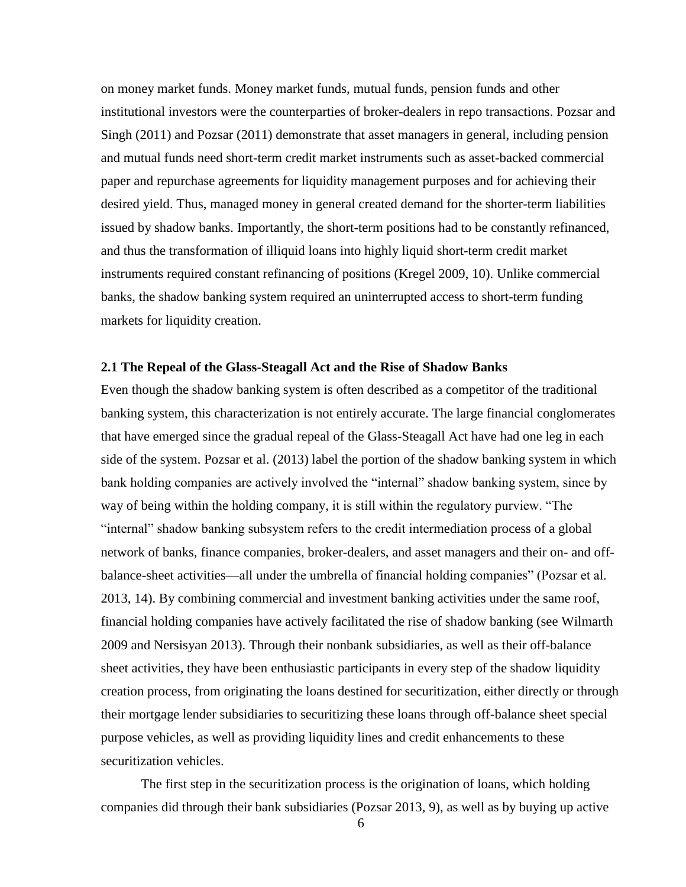on money market funds. Money market funds, mutual funds, pension funds and other institutional investors were the counterparties of broker-dealers in repo transactions. Pozsar and Singh (2011) and Pozsar (2011) demonstrate that asset managers in general, including pension and mutual funds need short-term credit market instruments such as asset-backed commercial paper and repurchase agreements for liquidity management purposes and for achieving their desired yield. Thus, managed money in general created demand for the shorter-term liabilities issued by shadow banks. Importantly, the short-term positions had to be constantly refinanced, and thus the transformation of illiquid loans into highly liquid short-term credit market instruments required constant refinancing of positions (Kregel 2009, 10). Unlike commercial banks, the shadow banking system required an uninterrupted access to short-term funding markets for liquidity creation.

### 2.1 The Repeal of the Glass-Steagall Act and the Rise of Shadow Banks

Even though the shadow banking system is often described as a competitor of the traditional banking system, this characterization is not entirely accurate. The large financial conglomerates that have emerged since the gradual repeal of the Glass-Steagall Act have had one leg in each side of the system. Pozsar et al. (2013) label the portion of the shadow banking system in which bank holding companies are actively involved the "internal" shadow banking system, since by way of being within the holding company, it is still within the regulatory purview. "The "internal" shadow banking subsystem refers to the credit intermediation process of a global network of banks, finance companies, broker-dealers, and asset managers and their on- and off-balance-sheet activities—all under the umbrella of financial holding companies" (Pozsar et al. 2013, 14). By combining commercial and investment banking activities under the same roof, financial holding companies have actively facilitated the rise of shadow banking (see Wilmarth 2009 and Nersisyan 2013). Through their nonbank subsidiaries, as well as their off-balance sheet activities, they have been enthusiastic participants in every step of the shadow liquidity creation process, from originating the loans destined for securitization, either directly or through their mortgage lender subsidiaries to securitizing these loans through off-balance sheet special purpose vehicles, as well as providing liquidity lines and credit enhancements to these securitization vehicles.

The first step in the securitization process is the origination of loans, which holding companies did through their bank subsidiaries (Pozsar 2013, 9), as well as by buying up active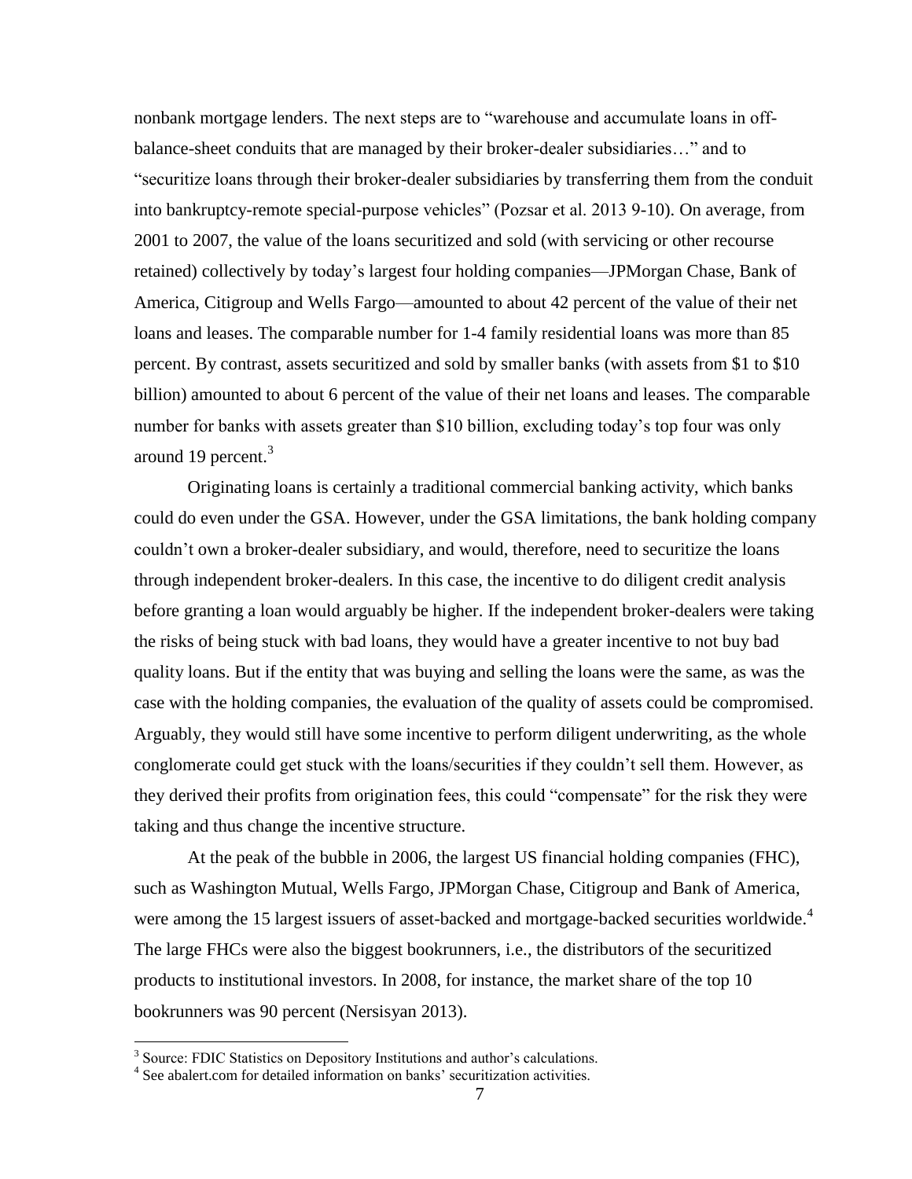nonbank mortgage lenders. The next steps are to "warehouse and accumulate loans in off-balance-sheet conduits that are managed by their broker-dealer subsidiaries…" and to "securitize loans through their broker-dealer subsidiaries by transferring them from the conduit into bankruptcy-remote special-purpose vehicles" (Pozsar et al. 2013 9-10). On average, from 2001 to 2007, the value of the loans securitized and sold (with servicing or other recourse retained) collectively by today's largest four holding companies—JPMorgan Chase, Bank of America, Citigroup and Wells Fargo—amounted to about 42 percent of the value of their net loans and leases. The comparable number for 1-4 family residential loans was more than 85 percent. By contrast, assets securitized and sold by smaller banks (with assets from $1 to $10 billion) amounted to about 6 percent of the value of their net loans and leases. The comparable number for banks with assets greater than $10 billion, excluding today's top four was only around 19 percent.[3]

Originating loans is certainly a traditional commercial banking activity, which banks could do even under the GSA. However, under the GSA limitations, the bank holding company couldn't own a broker-dealer subsidiary, and would, therefore, need to securitize the loans through independent broker-dealers. In this case, the incentive to do diligent credit analysis before granting a loan would arguably be higher. If the independent broker-dealers were taking the risks of being stuck with bad loans, they would have a greater incentive to not buy bad quality loans. But if the entity that was buying and selling the loans were the same, as was the case with the holding companies, the evaluation of the quality of assets could be compromised. Arguably, they would still have some incentive to perform diligent underwriting, as the whole conglomerate could get stuck with the loans/securities if they couldn't sell them. However, as they derived their profits from origination fees, this could "compensate" for the risk they were taking and thus change the incentive structure.

At the peak of the bubble in 2006, the largest US financial holding companies (FHC), such as Washington Mutual, Wells Fargo, JPMorgan Chase, Citigroup and Bank of America, were among the 15 largest issuers of asset-backed and mortgage-backed securities worldwide.[4] The large FHCs were also the biggest bookrunners, i.e., the distributors of the securitized products to institutional investors. In 2008, for instance, the market share of the top 10 bookrunners was 90 percent (Nersisyan 2013).

---

[3] Source: FDIC Statistics on Depository Institutions and author's calculations.

[4] See abalert.com for detailed information on banks' securitization activities.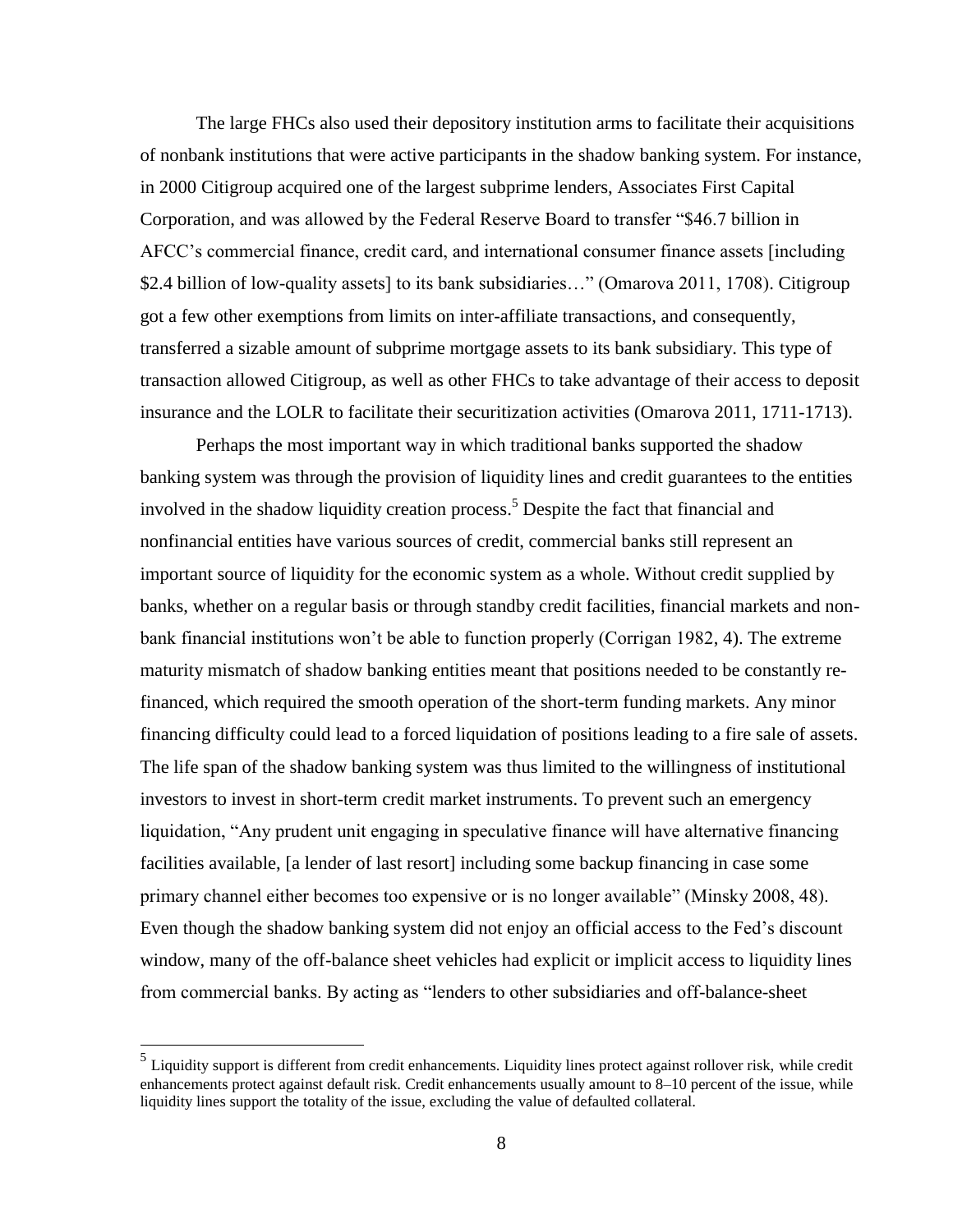The large FHCs also used their depository institution arms to facilitate their acquisitions of nonbank institutions that were active participants in the shadow banking system. For instance, in 2000 Citigroup acquired one of the largest subprime lenders, Associates First Capital Corporation, and was allowed by the Federal Reserve Board to transfer "$46.7 billion in AFCC's commercial finance, credit card, and international consumer finance assets [including $2.4 billion of low-quality assets] to its bank subsidiaries…" (Omarova 2011, 1708). Citigroup got a few other exemptions from limits on inter-affiliate transactions, and consequently, transferred a sizable amount of subprime mortgage assets to its bank subsidiary. This type of transaction allowed Citigroup, as well as other FHCs to take advantage of their access to deposit insurance and the LOLR to facilitate their securitization activities (Omarova 2011, 1711-1713).

Perhaps the most important way in which traditional banks supported the shadow banking system was through the provision of liquidity lines and credit guarantees to the entities involved in the shadow liquidity creation process.[5] Despite the fact that financial and nonfinancial entities have various sources of credit, commercial banks still represent an important source of liquidity for the economic system as a whole. Without credit supplied by banks, whether on a regular basis or through standby credit facilities, financial markets and non-bank financial institutions won't be able to function properly (Corrigan 1982, 4). The extreme maturity mismatch of shadow banking entities meant that positions needed to be constantly re-financed, which required the smooth operation of the short-term funding markets. Any minor financing difficulty could lead to a forced liquidation of positions leading to a fire sale of assets. The life span of the shadow banking system was thus limited to the willingness of institutional investors to invest in short-term credit market instruments. To prevent such an emergency liquidation, "Any prudent unit engaging in speculative finance will have alternative financing facilities available, [a lender of last resort] including some backup financing in case some primary channel either becomes too expensive or is no longer available" (Minsky 2008, 48). Even though the shadow banking system did not enjoy an official access to the Fed's discount window, many of the off-balance sheet vehicles had explicit or implicit access to liquidity lines from commercial banks. By acting as "lenders to other subsidiaries and off-balance-sheet

[5] Liquidity support is different from credit enhancements. Liquidity lines protect against rollover risk, while credit enhancements protect against default risk. Credit enhancements usually amount to 8–10 percent of the issue, while liquidity lines support the totality of the issue, excluding the value of defaulted collateral.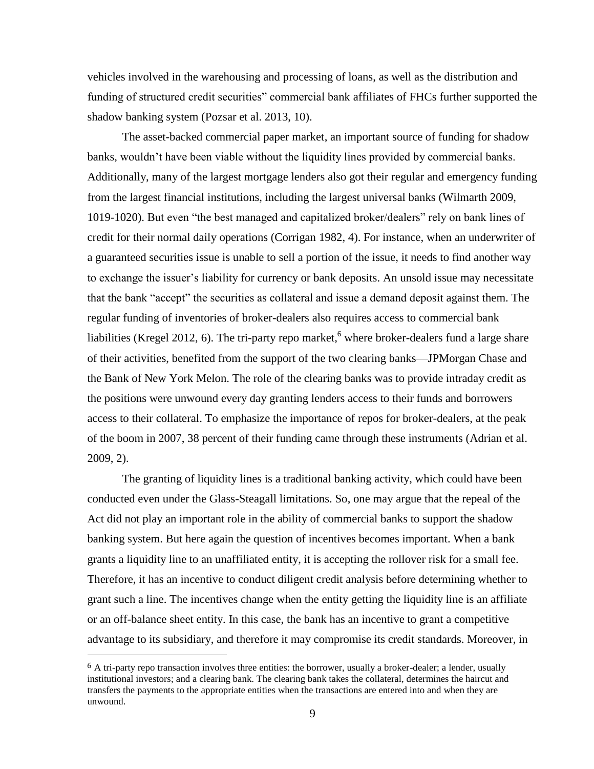vehicles involved in the warehousing and processing of loans, as well as the distribution and funding of structured credit securities" commercial bank affiliates of FHCs further supported the shadow banking system (Pozsar et al. 2013, 10).

The asset-backed commercial paper market, an important source of funding for shadow banks, wouldn't have been viable without the liquidity lines provided by commercial banks. Additionally, many of the largest mortgage lenders also got their regular and emergency funding from the largest financial institutions, including the largest universal banks (Wilmarth 2009, 1019-1020). But even "the best managed and capitalized broker/dealers" rely on bank lines of credit for their normal daily operations (Corrigan 1982, 4). For instance, when an underwriter of a guaranteed securities issue is unable to sell a portion of the issue, it needs to find another way to exchange the issuer's liability for currency or bank deposits. An unsold issue may necessitate that the bank "accept" the securities as collateral and issue a demand deposit against them. The regular funding of inventories of broker-dealers also requires access to commercial bank liabilities (Kregel 2012, 6). The tri-party repo market,[6] where broker-dealers fund a large share of their activities, benefited from the support of the two clearing banks—JPMorgan Chase and the Bank of New York Melon. The role of the clearing banks was to provide intraday credit as the positions were unwound every day granting lenders access to their funds and borrowers access to their collateral. To emphasize the importance of repos for broker-dealers, at the peak of the boom in 2007, 38 percent of their funding came through these instruments (Adrian et al. 2009, 2).

The granting of liquidity lines is a traditional banking activity, which could have been conducted even under the Glass-Steagall limitations. So, one may argue that the repeal of the Act did not play an important role in the ability of commercial banks to support the shadow banking system. But here again the question of incentives becomes important. When a bank grants a liquidity line to an unaffiliated entity, it is accepting the rollover risk for a small fee. Therefore, it has an incentive to conduct diligent credit analysis before determining whether to grant such a line. The incentives change when the entity getting the liquidity line is an affiliate or an off-balance sheet entity. In this case, the bank has an incentive to grant a competitive advantage to its subsidiary, and therefore it may compromise its credit standards. Moreover, in

[6] A tri-party repo transaction involves three entities: the borrower, usually a broker-dealer; a lender, usually institutional investors; and a clearing bank. The clearing bank takes the collateral, determines the haircut and transfers the payments to the appropriate entities when the transactions are entered into and when they are unwound.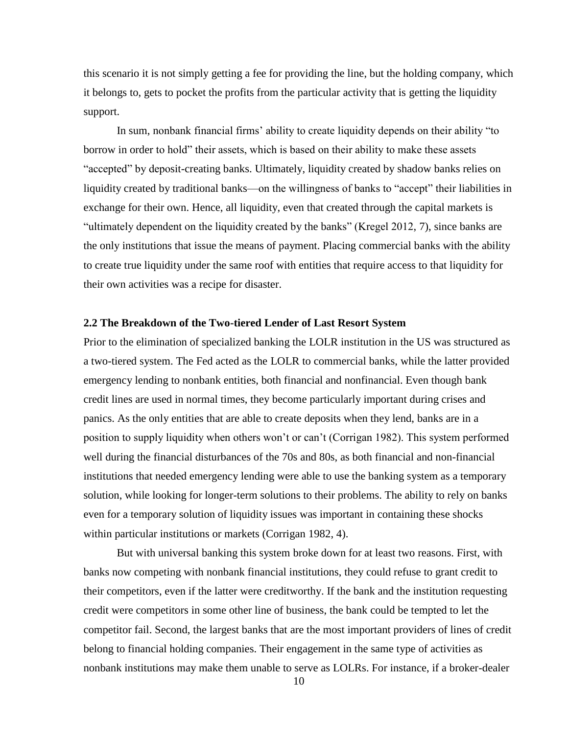this scenario it is not simply getting a fee for providing the line, but the holding company, which it belongs to, gets to pocket the profits from the particular activity that is getting the liquidity support.

In sum, nonbank financial firms' ability to create liquidity depends on their ability "to borrow in order to hold" their assets, which is based on their ability to make these assets "accepted" by deposit-creating banks. Ultimately, liquidity created by shadow banks relies on liquidity created by traditional banks—on the willingness of banks to "accept" their liabilities in exchange for their own. Hence, all liquidity, even that created through the capital markets is "ultimately dependent on the liquidity created by the banks" (Kregel 2012, 7), since banks are the only institutions that issue the means of payment. Placing commercial banks with the ability to create true liquidity under the same roof with entities that require access to that liquidity for their own activities was a recipe for disaster.

### 2.2 The Breakdown of the Two-tiered Lender of Last Resort System

Prior to the elimination of specialized banking the LOLR institution in the US was structured as a two-tiered system. The Fed acted as the LOLR to commercial banks, while the latter provided emergency lending to nonbank entities, both financial and nonfinancial. Even though bank credit lines are used in normal times, they become particularly important during crises and panics. As the only entities that are able to create deposits when they lend, banks are in a position to supply liquidity when others won't or can't (Corrigan 1982). This system performed well during the financial disturbances of the 70s and 80s, as both financial and non-financial institutions that needed emergency lending were able to use the banking system as a temporary solution, while looking for longer-term solutions to their problems. The ability to rely on banks even for a temporary solution of liquidity issues was important in containing these shocks within particular institutions or markets (Corrigan 1982, 4).

But with universal banking this system broke down for at least two reasons. First, with banks now competing with nonbank financial institutions, they could refuse to grant credit to their competitors, even if the latter were creditworthy. If the bank and the institution requesting credit were competitors in some other line of business, the bank could be tempted to let the competitor fail. Second, the largest banks that are the most important providers of lines of credit belong to financial holding companies. Their engagement in the same type of activities as nonbank institutions may make them unable to serve as LOLRs. For instance, if a broker-dealer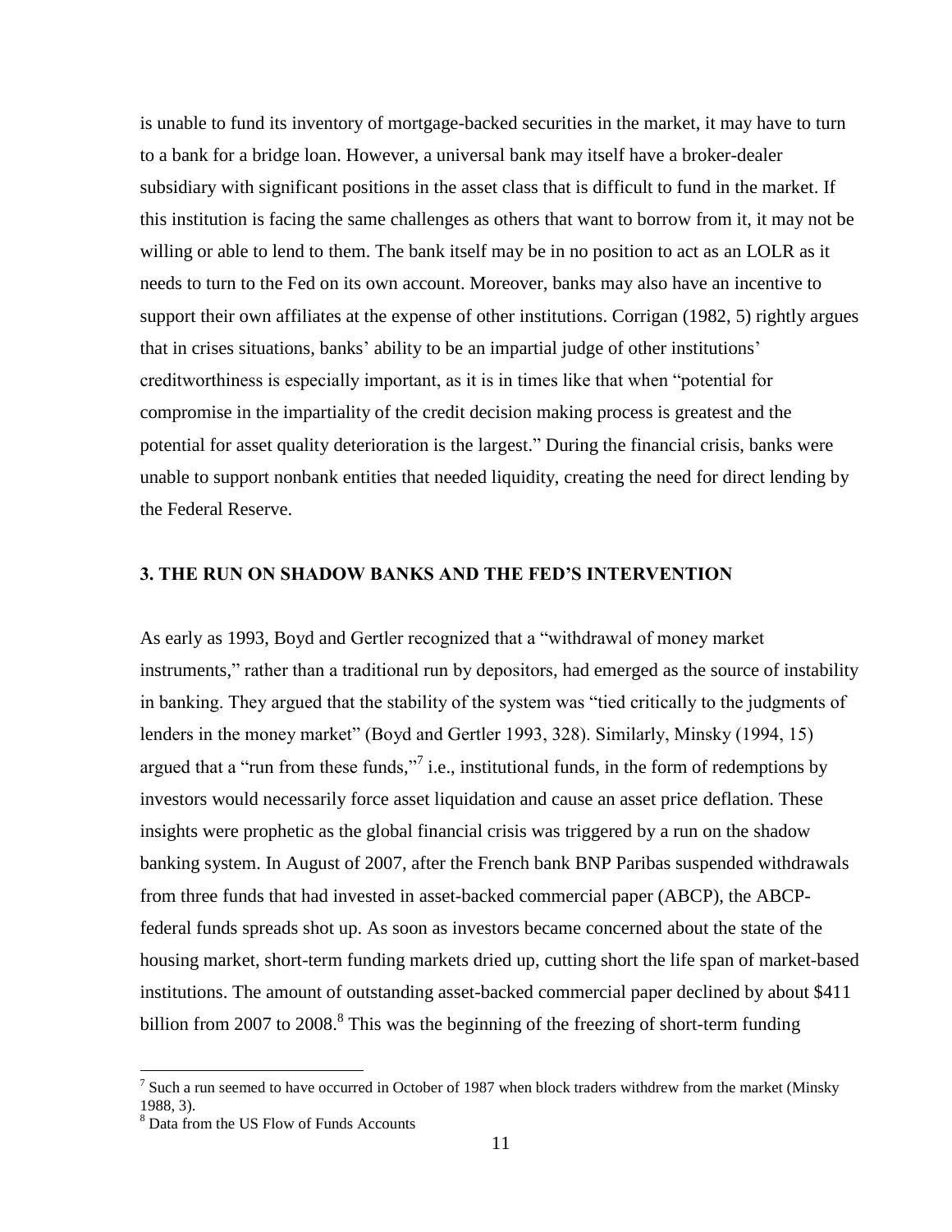is unable to fund its inventory of mortgage-backed securities in the market, it may have to turn to a bank for a bridge loan. However, a universal bank may itself have a broker-dealer subsidiary with significant positions in the asset class that is difficult to fund in the market. If this institution is facing the same challenges as others that want to borrow from it, it may not be willing or able to lend to them. The bank itself may be in no position to act as an LOLR as it needs to turn to the Fed on its own account. Moreover, banks may also have an incentive to support their own affiliates at the expense of other institutions. Corrigan (1982, 5) rightly argues that in crises situations, banks' ability to be an impartial judge of other institutions' creditworthiness is especially important, as it is in times like that when "potential for compromise in the impartiality of the credit decision making process is greatest and the potential for asset quality deterioration is the largest." During the financial crisis, banks were unable to support nonbank entities that needed liquidity, creating the need for direct lending by the Federal Reserve.

## 3. THE RUN ON SHADOW BANKS AND THE FED'S INTERVENTION

As early as 1993, Boyd and Gertler recognized that a "withdrawal of money market instruments," rather than a traditional run by depositors, had emerged as the source of instability in banking. They argued that the stability of the system was "tied critically to the judgments of lenders in the money market" (Boyd and Gertler 1993, 328). Similarly, Minsky (1994, 15) argued that a "run from these funds,"[7] i.e., institutional funds, in the form of redemptions by investors would necessarily force asset liquidation and cause an asset price deflation. These insights were prophetic as the global financial crisis was triggered by a run on the shadow banking system. In August of 2007, after the French bank BNP Paribas suspended withdrawals from three funds that had invested in asset-backed commercial paper (ABCP), the ABCP-federal funds spreads shot up. As soon as investors became concerned about the state of the housing market, short-term funding markets dried up, cutting short the life span of market-based institutions. The amount of outstanding asset-backed commercial paper declined by about $411 billion from 2007 to 2008.[8] This was the beginning of the freezing of short-term funding

[7] Such a run seemed to have occurred in October of 1987 when block traders withdrew from the market (Minsky 1988, 3).

[8] Data from the US Flow of Funds Accounts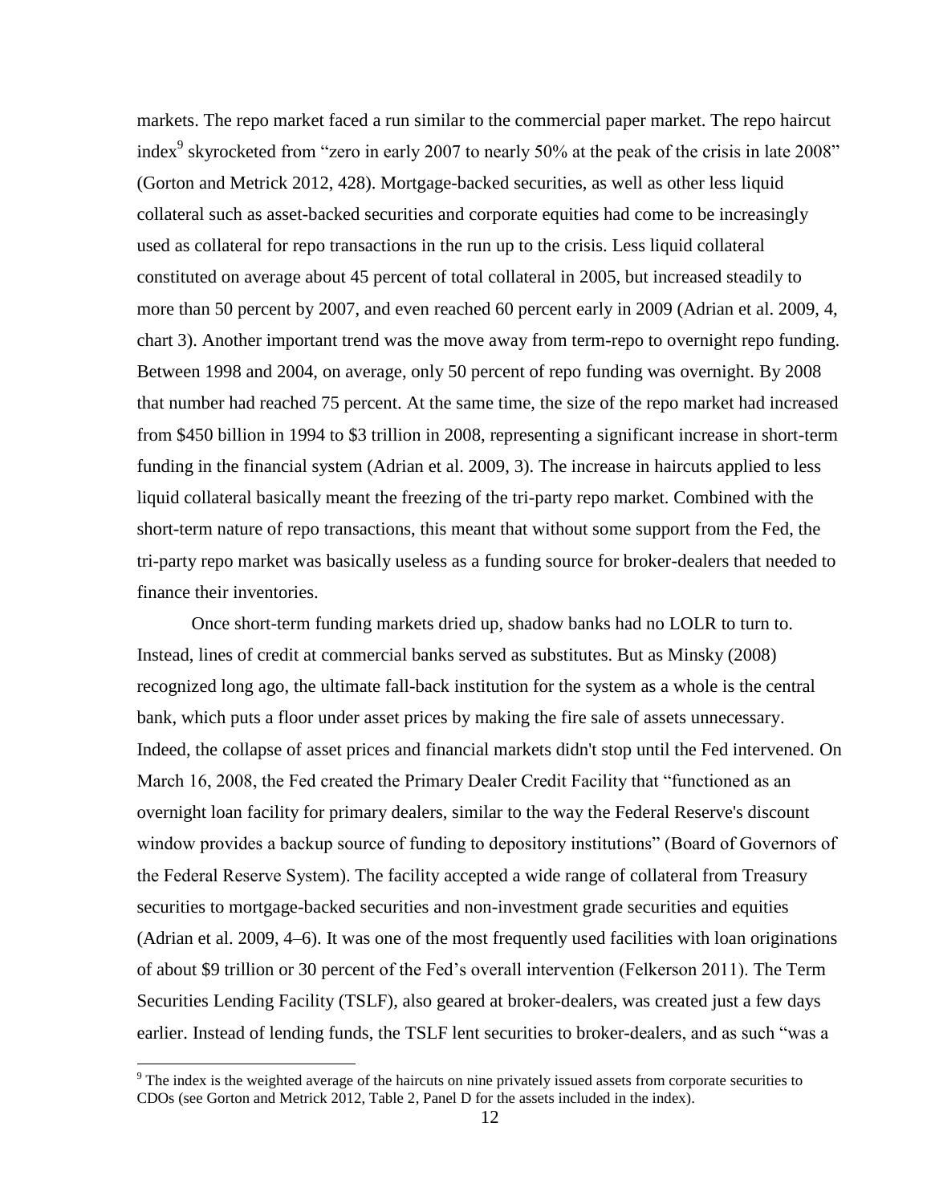markets. The repo market faced a run similar to the commercial paper market. The repo haircut index[9] skyrocketed from "zero in early 2007 to nearly 50% at the peak of the crisis in late 2008" (Gorton and Metrick 2012, 428). Mortgage-backed securities, as well as other less liquid collateral such as asset-backed securities and corporate equities had come to be increasingly used as collateral for repo transactions in the run up to the crisis. Less liquid collateral constituted on average about 45 percent of total collateral in 2005, but increased steadily to more than 50 percent by 2007, and even reached 60 percent early in 2009 (Adrian et al. 2009, 4, chart 3). Another important trend was the move away from term-repo to overnight repo funding. Between 1998 and 2004, on average, only 50 percent of repo funding was overnight. By 2008 that number had reached 75 percent. At the same time, the size of the repo market had increased from $450 billion in 1994 to $3 trillion in 2008, representing a significant increase in short-term funding in the financial system (Adrian et al. 2009, 3). The increase in haircuts applied to less liquid collateral basically meant the freezing of the tri-party repo market. Combined with the short-term nature of repo transactions, this meant that without some support from the Fed, the tri-party repo market was basically useless as a funding source for broker-dealers that needed to finance their inventories.

Once short-term funding markets dried up, shadow banks had no LOLR to turn to. Instead, lines of credit at commercial banks served as substitutes. But as Minsky (2008) recognized long ago, the ultimate fall-back institution for the system as a whole is the central bank, which puts a floor under asset prices by making the fire sale of assets unnecessary. Indeed, the collapse of asset prices and financial markets didn't stop until the Fed intervened. On March 16, 2008, the Fed created the Primary Dealer Credit Facility that "functioned as an overnight loan facility for primary dealers, similar to the way the Federal Reserve's discount window provides a backup source of funding to depository institutions" (Board of Governors of the Federal Reserve System). The facility accepted a wide range of collateral from Treasury securities to mortgage-backed securities and non-investment grade securities and equities (Adrian et al. 2009, 4–6). It was one of the most frequently used facilities with loan originations of about $9 trillion or 30 percent of the Fed's overall intervention (Felkerson 2011). The Term Securities Lending Facility (TSLF), also geared at broker-dealers, was created just a few days earlier. Instead of lending funds, the TSLF lent securities to broker-dealers, and as such "was a

[9] The index is the weighted average of the haircuts on nine privately issued assets from corporate securities to CDOs (see Gorton and Metrick 2012, Table 2, Panel D for the assets included in the index).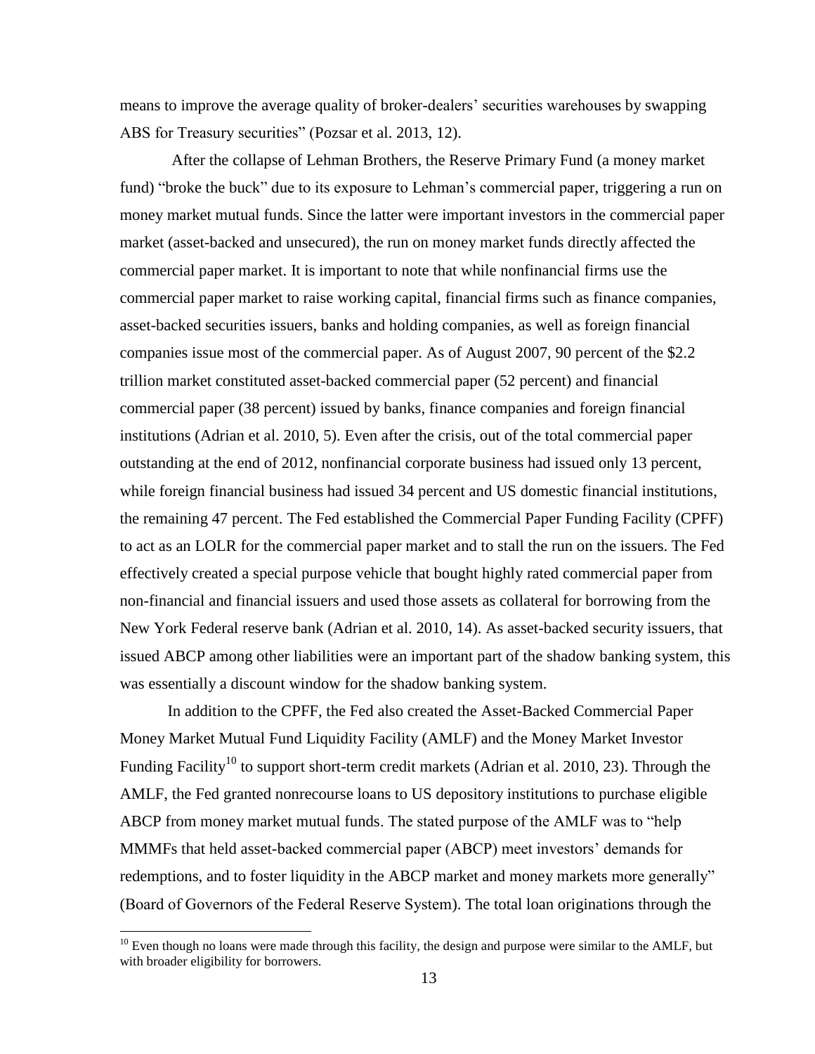means to improve the average quality of broker-dealers' securities warehouses by swapping ABS for Treasury securities" (Pozsar et al. 2013, 12).

After the collapse of Lehman Brothers, the Reserve Primary Fund (a money market fund) "broke the buck" due to its exposure to Lehman's commercial paper, triggering a run on money market mutual funds. Since the latter were important investors in the commercial paper market (asset-backed and unsecured), the run on money market funds directly affected the commercial paper market. It is important to note that while nonfinancial firms use the commercial paper market to raise working capital, financial firms such as finance companies, asset-backed securities issuers, banks and holding companies, as well as foreign financial companies issue most of the commercial paper. As of August 2007, 90 percent of the $2.2 trillion market constituted asset-backed commercial paper (52 percent) and financial commercial paper (38 percent) issued by banks, finance companies and foreign financial institutions (Adrian et al. 2010, 5). Even after the crisis, out of the total commercial paper outstanding at the end of 2012, nonfinancial corporate business had issued only 13 percent, while foreign financial business had issued 34 percent and US domestic financial institutions, the remaining 47 percent. The Fed established the Commercial Paper Funding Facility (CPFF) to act as an LOLR for the commercial paper market and to stall the run on the issuers. The Fed effectively created a special purpose vehicle that bought highly rated commercial paper from non-financial and financial issuers and used those assets as collateral for borrowing from the New York Federal reserve bank (Adrian et al. 2010, 14). As asset-backed security issuers, that issued ABCP among other liabilities were an important part of the shadow banking system, this was essentially a discount window for the shadow banking system.

In addition to the CPFF, the Fed also created the Asset-Backed Commercial Paper Money Market Mutual Fund Liquidity Facility (AMLF) and the Money Market Investor Funding Facility[10] to support short-term credit markets (Adrian et al. 2010, 23). Through the AMLF, the Fed granted nonrecourse loans to US depository institutions to purchase eligible ABCP from money market mutual funds. The stated purpose of the AMLF was to "help MMMFs that held asset-backed commercial paper (ABCP) meet investors' demands for redemptions, and to foster liquidity in the ABCP market and money markets more generally" (Board of Governors of the Federal Reserve System). The total loan originations through the

[10] Even though no loans were made through this facility, the design and purpose were similar to the AMLF, but with broader eligibility for borrowers.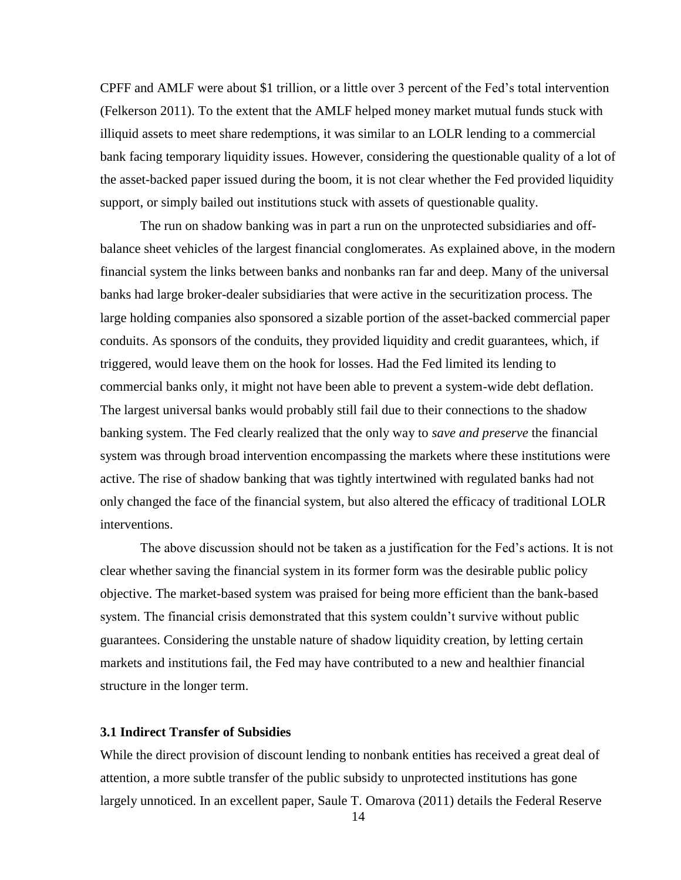CPFF and AMLF were about $1 trillion, or a little over 3 percent of the Fed's total intervention (Felkerson 2011). To the extent that the AMLF helped money market mutual funds stuck with illiquid assets to meet share redemptions, it was similar to an LOLR lending to a commercial bank facing temporary liquidity issues. However, considering the questionable quality of a lot of the asset-backed paper issued during the boom, it is not clear whether the Fed provided liquidity support, or simply bailed out institutions stuck with assets of questionable quality.

The run on shadow banking was in part a run on the unprotected subsidiaries and off-balance sheet vehicles of the largest financial conglomerates. As explained above, in the modern financial system the links between banks and nonbanks ran far and deep. Many of the universal banks had large broker-dealer subsidiaries that were active in the securitization process. The large holding companies also sponsored a sizable portion of the asset-backed commercial paper conduits. As sponsors of the conduits, they provided liquidity and credit guarantees, which, if triggered, would leave them on the hook for losses. Had the Fed limited its lending to commercial banks only, it might not have been able to prevent a system-wide debt deflation. The largest universal banks would probably still fail due to their connections to the shadow banking system. The Fed clearly realized that the only way to *save and preserve* the financial system was through broad intervention encompassing the markets where these institutions were active. The rise of shadow banking that was tightly intertwined with regulated banks had not only changed the face of the financial system, but also altered the efficacy of traditional LOLR interventions.

The above discussion should not be taken as a justification for the Fed's actions. It is not clear whether saving the financial system in its former form was the desirable public policy objective. The market-based system was praised for being more efficient than the bank-based system. The financial crisis demonstrated that this system couldn't survive without public guarantees. Considering the unstable nature of shadow liquidity creation, by letting certain markets and institutions fail, the Fed may have contributed to a new and healthier financial structure in the longer term.

### 3.1 Indirect Transfer of Subsidies

While the direct provision of discount lending to nonbank entities has received a great deal of attention, a more subtle transfer of the public subsidy to unprotected institutions has gone largely unnoticed. In an excellent paper, Saule T. Omarova (2011) details the Federal Reserve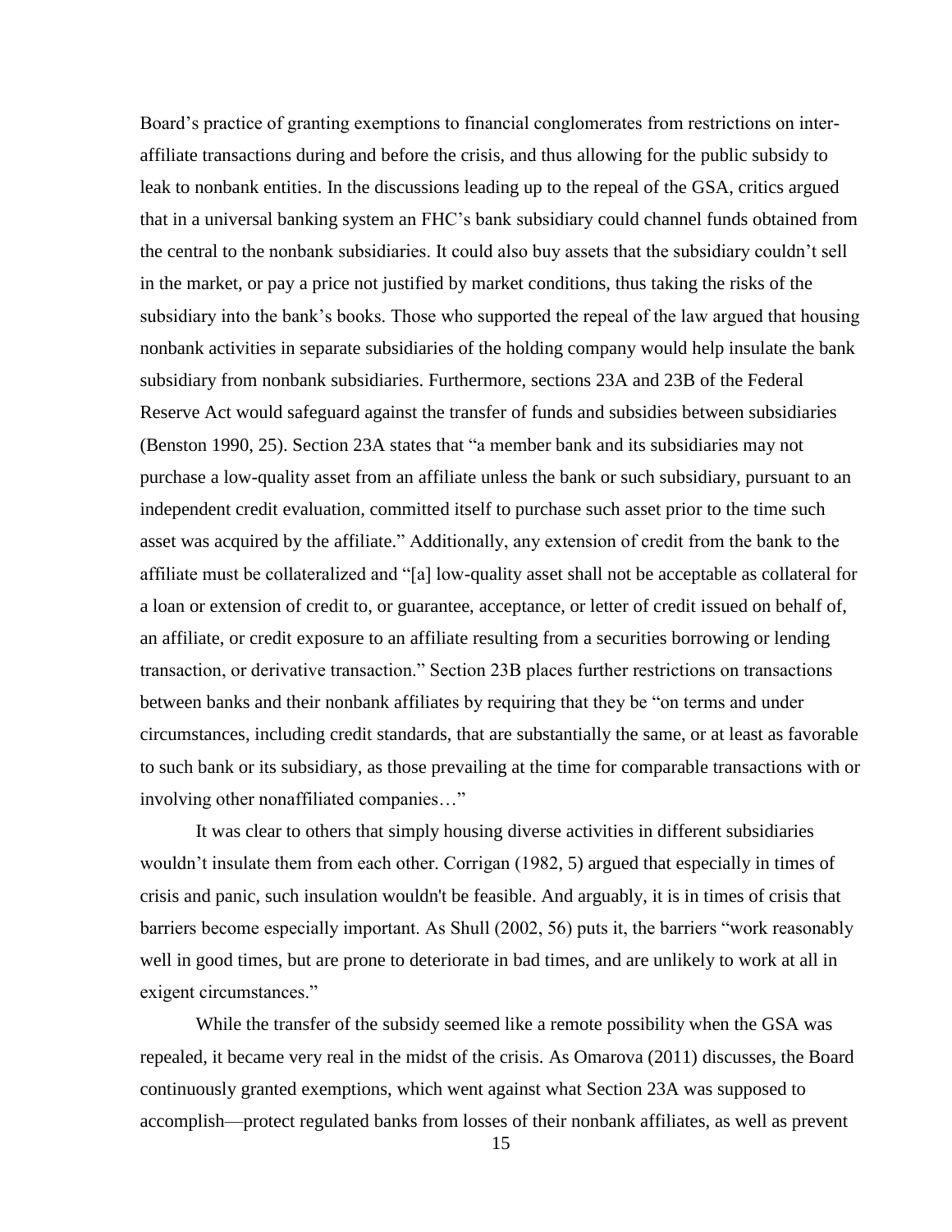Board's practice of granting exemptions to financial conglomerates from restrictions on inter-affiliate transactions during and before the crisis, and thus allowing for the public subsidy to leak to nonbank entities. In the discussions leading up to the repeal of the GSA, critics argued that in a universal banking system an FHC's bank subsidiary could channel funds obtained from the central to the nonbank subsidiaries. It could also buy assets that the subsidiary couldn't sell in the market, or pay a price not justified by market conditions, thus taking the risks of the subsidiary into the bank's books. Those who supported the repeal of the law argued that housing nonbank activities in separate subsidiaries of the holding company would help insulate the bank subsidiary from nonbank subsidiaries. Furthermore, sections 23A and 23B of the Federal Reserve Act would safeguard against the transfer of funds and subsidies between subsidiaries (Benston 1990, 25). Section 23A states that "a member bank and its subsidiaries may not purchase a low-quality asset from an affiliate unless the bank or such subsidiary, pursuant to an independent credit evaluation, committed itself to purchase such asset prior to the time such asset was acquired by the affiliate." Additionally, any extension of credit from the bank to the affiliate must be collateralized and "[a] low-quality asset shall not be acceptable as collateral for a loan or extension of credit to, or guarantee, acceptance, or letter of credit issued on behalf of, an affiliate, or credit exposure to an affiliate resulting from a securities borrowing or lending transaction, or derivative transaction." Section 23B places further restrictions on transactions between banks and their nonbank affiliates by requiring that they be "on terms and under circumstances, including credit standards, that are substantially the same, or at least as favorable to such bank or its subsidiary, as those prevailing at the time for comparable transactions with or involving other nonaffiliated companies…"

It was clear to others that simply housing diverse activities in different subsidiaries wouldn't insulate them from each other. Corrigan (1982, 5) argued that especially in times of crisis and panic, such insulation wouldn't be feasible. And arguably, it is in times of crisis that barriers become especially important. As Shull (2002, 56) puts it, the barriers "work reasonably well in good times, but are prone to deteriorate in bad times, and are unlikely to work at all in exigent circumstances."

While the transfer of the subsidy seemed like a remote possibility when the GSA was repealed, it became very real in the midst of the crisis. As Omarova (2011) discusses, the Board continuously granted exemptions, which went against what Section 23A was supposed to accomplish—protect regulated banks from losses of their nonbank affiliates, as well as prevent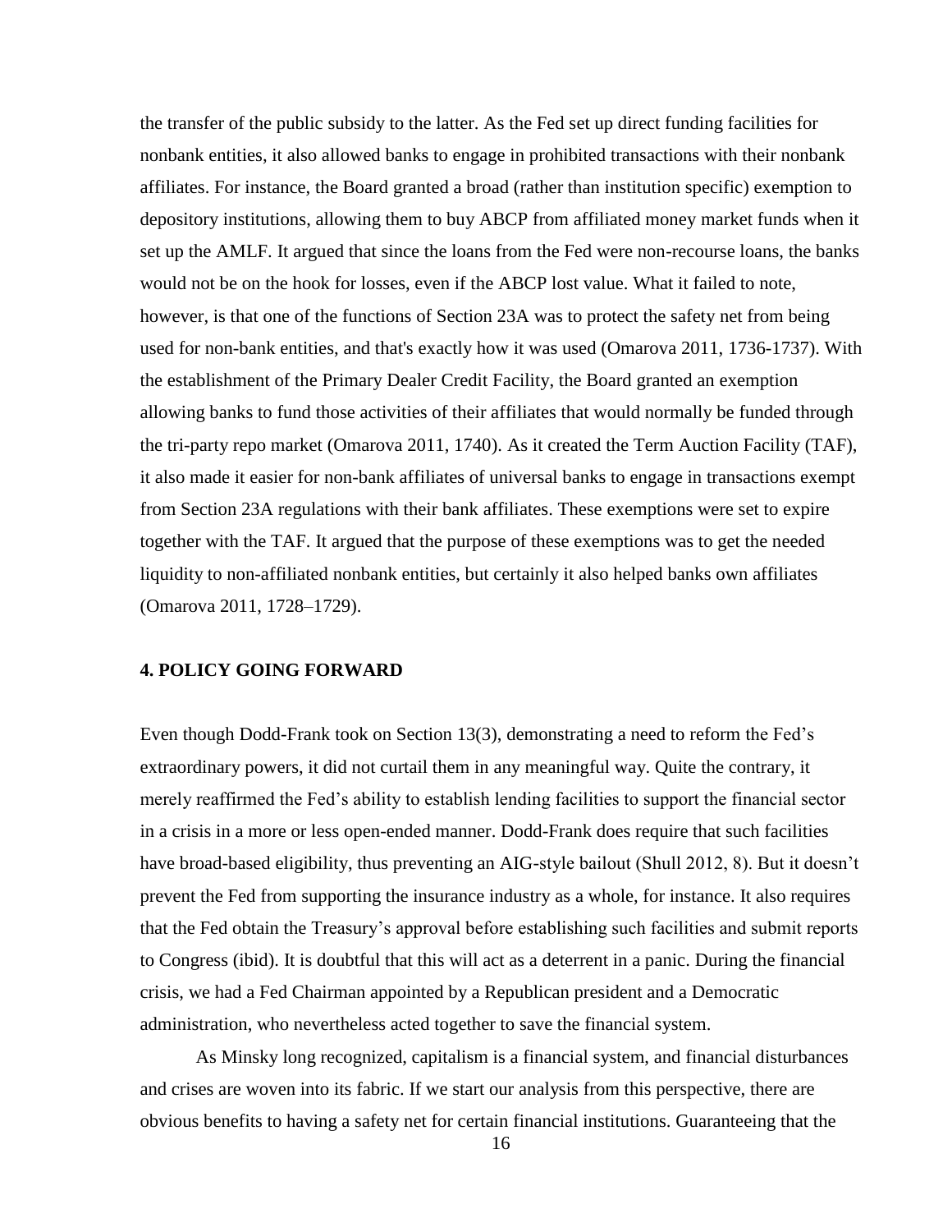the transfer of the public subsidy to the latter. As the Fed set up direct funding facilities for nonbank entities, it also allowed banks to engage in prohibited transactions with their nonbank affiliates. For instance, the Board granted a broad (rather than institution specific) exemption to depository institutions, allowing them to buy ABCP from affiliated money market funds when it set up the AMLF. It argued that since the loans from the Fed were non-recourse loans, the banks would not be on the hook for losses, even if the ABCP lost value. What it failed to note, however, is that one of the functions of Section 23A was to protect the safety net from being used for non-bank entities, and that's exactly how it was used (Omarova 2011, 1736-1737). With the establishment of the Primary Dealer Credit Facility, the Board granted an exemption allowing banks to fund those activities of their affiliates that would normally be funded through the tri-party repo market (Omarova 2011, 1740). As it created the Term Auction Facility (TAF), it also made it easier for non-bank affiliates of universal banks to engage in transactions exempt from Section 23A regulations with their bank affiliates. These exemptions were set to expire together with the TAF. It argued that the purpose of these exemptions was to get the needed liquidity to non-affiliated nonbank entities, but certainly it also helped banks own affiliates (Omarova 2011, 1728–1729).

## 4. POLICY GOING FORWARD

Even though Dodd-Frank took on Section 13(3), demonstrating a need to reform the Fed's extraordinary powers, it did not curtail them in any meaningful way. Quite the contrary, it merely reaffirmed the Fed's ability to establish lending facilities to support the financial sector in a crisis in a more or less open-ended manner. Dodd-Frank does require that such facilities have broad-based eligibility, thus preventing an AIG-style bailout (Shull 2012, 8). But it doesn't prevent the Fed from supporting the insurance industry as a whole, for instance. It also requires that the Fed obtain the Treasury's approval before establishing such facilities and submit reports to Congress (ibid). It is doubtful that this will act as a deterrent in a panic. During the financial crisis, we had a Fed Chairman appointed by a Republican president and a Democratic administration, who nevertheless acted together to save the financial system.

As Minsky long recognized, capitalism is a financial system, and financial disturbances and crises are woven into its fabric. If we start our analysis from this perspective, there are obvious benefits to having a safety net for certain financial institutions. Guaranteeing that the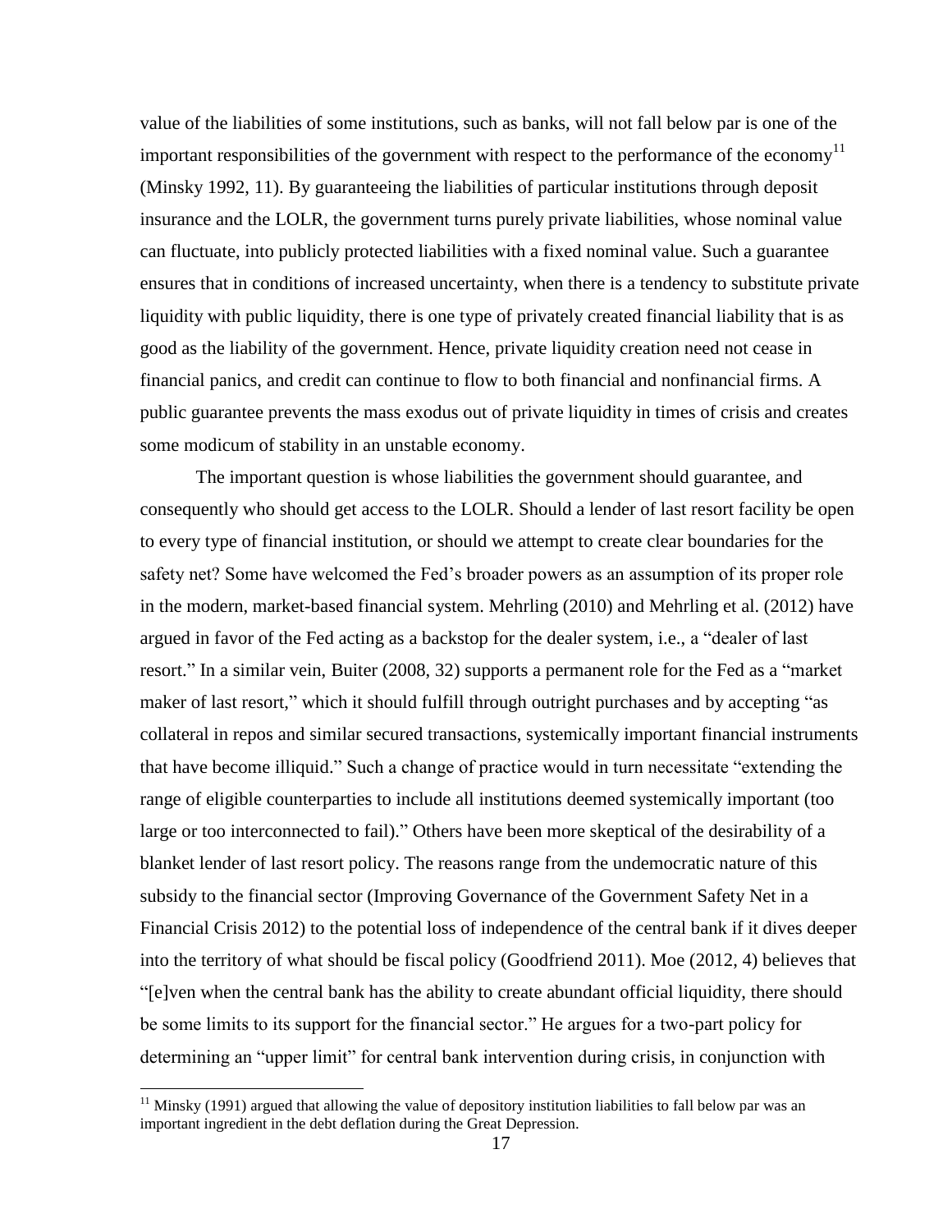value of the liabilities of some institutions, such as banks, will not fall below par is one of the important responsibilities of the government with respect to the performance of the economy[11] (Minsky 1992, 11). By guaranteeing the liabilities of particular institutions through deposit insurance and the LOLR, the government turns purely private liabilities, whose nominal value can fluctuate, into publicly protected liabilities with a fixed nominal value. Such a guarantee ensures that in conditions of increased uncertainty, when there is a tendency to substitute private liquidity with public liquidity, there is one type of privately created financial liability that is as good as the liability of the government. Hence, private liquidity creation need not cease in financial panics, and credit can continue to flow to both financial and nonfinancial firms. A public guarantee prevents the mass exodus out of private liquidity in times of crisis and creates some modicum of stability in an unstable economy.

The important question is whose liabilities the government should guarantee, and consequently who should get access to the LOLR. Should a lender of last resort facility be open to every type of financial institution, or should we attempt to create clear boundaries for the safety net? Some have welcomed the Fed's broader powers as an assumption of its proper role in the modern, market-based financial system. Mehrling (2010) and Mehrling et al. (2012) have argued in favor of the Fed acting as a backstop for the dealer system, i.e., a "dealer of last resort." In a similar vein, Buiter (2008, 32) supports a permanent role for the Fed as a "market maker of last resort," which it should fulfill through outright purchases and by accepting "as collateral in repos and similar secured transactions, systemically important financial instruments that have become illiquid." Such a change of practice would in turn necessitate "extending the range of eligible counterparties to include all institutions deemed systemically important (too large or too interconnected to fail)." Others have been more skeptical of the desirability of a blanket lender of last resort policy. The reasons range from the undemocratic nature of this subsidy to the financial sector (Improving Governance of the Government Safety Net in a Financial Crisis 2012) to the potential loss of independence of the central bank if it dives deeper into the territory of what should be fiscal policy (Goodfriend 2011). Moe (2012, 4) believes that "[e]ven when the central bank has the ability to create abundant official liquidity, there should be some limits to its support for the financial sector." He argues for a two-part policy for determining an "upper limit" for central bank intervention during crisis, in conjunction with

[11] Minsky (1991) argued that allowing the value of depository institution liabilities to fall below par was an important ingredient in the debt deflation during the Great Depression.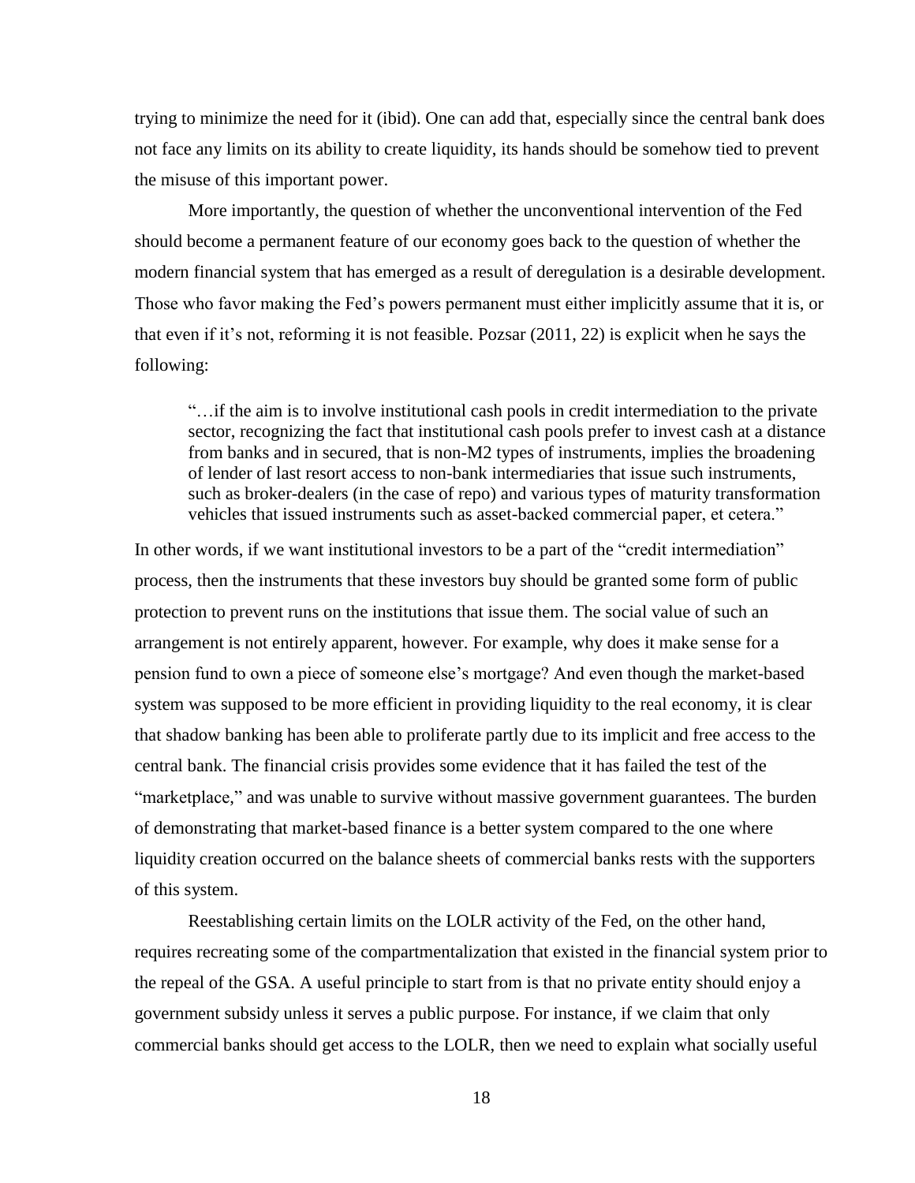trying to minimize the need for it (ibid). One can add that, especially since the central bank does not face any limits on its ability to create liquidity, its hands should be somehow tied to prevent the misuse of this important power.

More importantly, the question of whether the unconventional intervention of the Fed should become a permanent feature of our economy goes back to the question of whether the modern financial system that has emerged as a result of deregulation is a desirable development. Those who favor making the Fed's powers permanent must either implicitly assume that it is, or that even if it's not, reforming it is not feasible. Pozsar (2011, 22) is explicit when he says the following:

> "…if the aim is to involve institutional cash pools in credit intermediation to the private sector, recognizing the fact that institutional cash pools prefer to invest cash at a distance from banks and in secured, that is non-M2 types of instruments, implies the broadening of lender of last resort access to non-bank intermediaries that issue such instruments, such as broker-dealers (in the case of repo) and various types of maturity transformation vehicles that issued instruments such as asset-backed commercial paper, et cetera."

In other words, if we want institutional investors to be a part of the "credit intermediation" process, then the instruments that these investors buy should be granted some form of public protection to prevent runs on the institutions that issue them. The social value of such an arrangement is not entirely apparent, however. For example, why does it make sense for a pension fund to own a piece of someone else's mortgage? And even though the market-based system was supposed to be more efficient in providing liquidity to the real economy, it is clear that shadow banking has been able to proliferate partly due to its implicit and free access to the central bank. The financial crisis provides some evidence that it has failed the test of the "marketplace," and was unable to survive without massive government guarantees. The burden of demonstrating that market-based finance is a better system compared to the one where liquidity creation occurred on the balance sheets of commercial banks rests with the supporters of this system.

Reestablishing certain limits on the LOLR activity of the Fed, on the other hand, requires recreating some of the compartmentalization that existed in the financial system prior to the repeal of the GSA. A useful principle to start from is that no private entity should enjoy a government subsidy unless it serves a public purpose. For instance, if we claim that only commercial banks should get access to the LOLR, then we need to explain what socially useful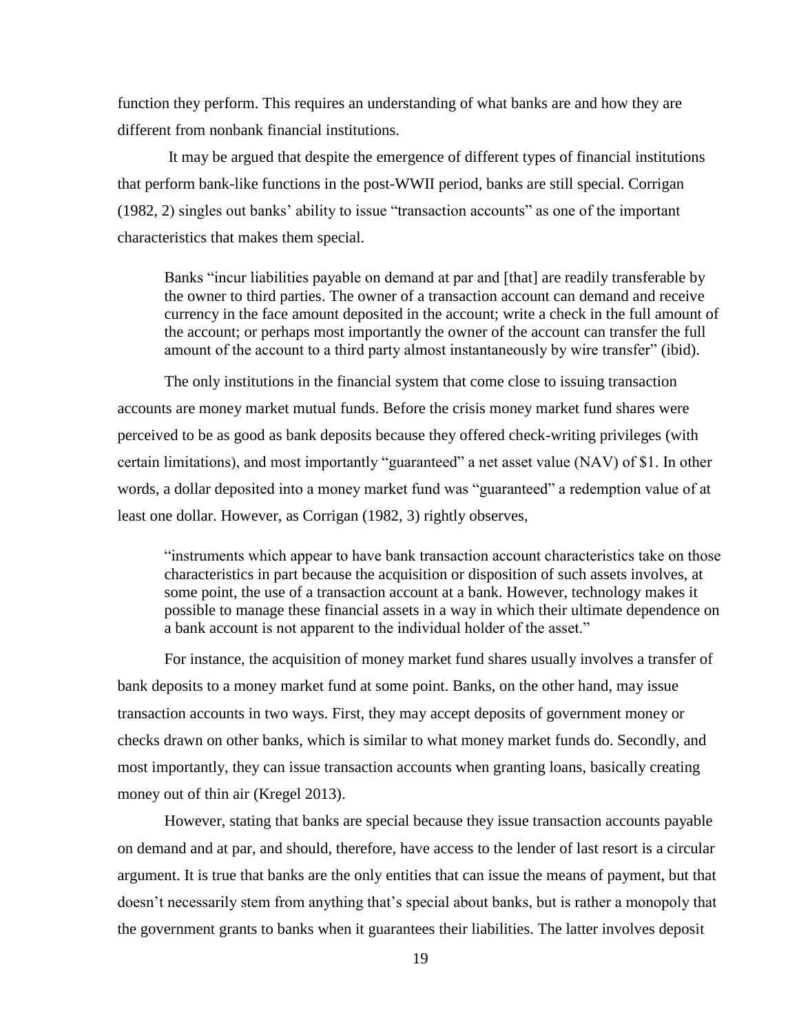function they perform. This requires an understanding of what banks are and how they are different from nonbank financial institutions.

It may be argued that despite the emergence of different types of financial institutions that perform bank-like functions in the post-WWII period, banks are still special. Corrigan (1982, 2) singles out banks' ability to issue "transaction accounts" as one of the important characteristics that makes them special.

> Banks "incur liabilities payable on demand at par and [that] are readily transferable by the owner to third parties. The owner of a transaction account can demand and receive currency in the face amount deposited in the account; write a check in the full amount of the account; or perhaps most importantly the owner of the account can transfer the full amount of the account to a third party almost instantaneously by wire transfer" (ibid).

The only institutions in the financial system that come close to issuing transaction accounts are money market mutual funds. Before the crisis money market fund shares were perceived to be as good as bank deposits because they offered check-writing privileges (with certain limitations), and most importantly "guaranteed" a net asset value (NAV) of $1. In other words, a dollar deposited into a money market fund was "guaranteed" a redemption value of at least one dollar. However, as Corrigan (1982, 3) rightly observes,

> "instruments which appear to have bank transaction account characteristics take on those characteristics in part because the acquisition or disposition of such assets involves, at some point, the use of a transaction account at a bank. However, technology makes it possible to manage these financial assets in a way in which their ultimate dependence on a bank account is not apparent to the individual holder of the asset."

For instance, the acquisition of money market fund shares usually involves a transfer of bank deposits to a money market fund at some point. Banks, on the other hand, may issue transaction accounts in two ways. First, they may accept deposits of government money or checks drawn on other banks, which is similar to what money market funds do. Secondly, and most importantly, they can issue transaction accounts when granting loans, basically creating money out of thin air (Kregel 2013).

However, stating that banks are special because they issue transaction accounts payable on demand and at par, and should, therefore, have access to the lender of last resort is a circular argument. It is true that banks are the only entities that can issue the means of payment, but that doesn't necessarily stem from anything that's special about banks, but is rather a monopoly that the government grants to banks when it guarantees their liabilities. The latter involves deposit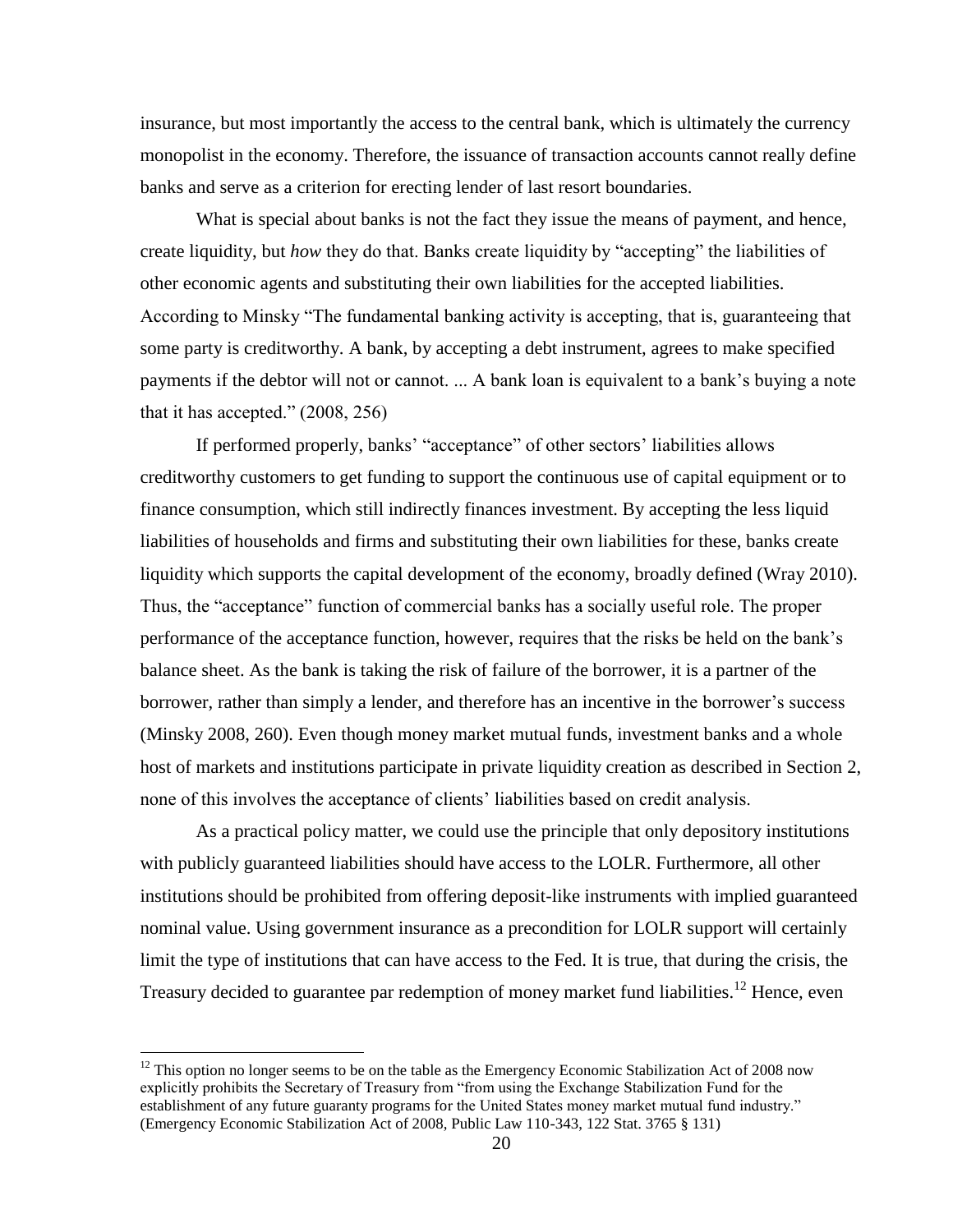insurance, but most importantly the access to the central bank, which is ultimately the currency monopolist in the economy. Therefore, the issuance of transaction accounts cannot really define banks and serve as a criterion for erecting lender of last resort boundaries.

What is special about banks is not the fact they issue the means of payment, and hence, create liquidity, but *how* they do that. Banks create liquidity by "accepting" the liabilities of other economic agents and substituting their own liabilities for the accepted liabilities. According to Minsky "The fundamental banking activity is accepting, that is, guaranteeing that some party is creditworthy. A bank, by accepting a debt instrument, agrees to make specified payments if the debtor will not or cannot. ... A bank loan is equivalent to a bank's buying a note that it has accepted." (2008, 256)

If performed properly, banks' "acceptance" of other sectors' liabilities allows creditworthy customers to get funding to support the continuous use of capital equipment or to finance consumption, which still indirectly finances investment. By accepting the less liquid liabilities of households and firms and substituting their own liabilities for these, banks create liquidity which supports the capital development of the economy, broadly defined (Wray 2010). Thus, the "acceptance" function of commercial banks has a socially useful role. The proper performance of the acceptance function, however, requires that the risks be held on the bank's balance sheet. As the bank is taking the risk of failure of the borrower, it is a partner of the borrower, rather than simply a lender, and therefore has an incentive in the borrower's success (Minsky 2008, 260). Even though money market mutual funds, investment banks and a whole host of markets and institutions participate in private liquidity creation as described in Section 2, none of this involves the acceptance of clients' liabilities based on credit analysis.

As a practical policy matter, we could use the principle that only depository institutions with publicly guaranteed liabilities should have access to the LOLR. Furthermore, all other institutions should be prohibited from offering deposit-like instruments with implied guaranteed nominal value. Using government insurance as a precondition for LOLR support will certainly limit the type of institutions that can have access to the Fed. It is true, that during the crisis, the Treasury decided to guarantee par redemption of money market fund liabilities.[12] Hence, even

[12] This option no longer seems to be on the table as the Emergency Economic Stabilization Act of 2008 now explicitly prohibits the Secretary of Treasury from "from using the Exchange Stabilization Fund for the establishment of any future guaranty programs for the United States money market mutual fund industry." (Emergency Economic Stabilization Act of 2008, Public Law 110-343, 122 Stat. 3765 § 131)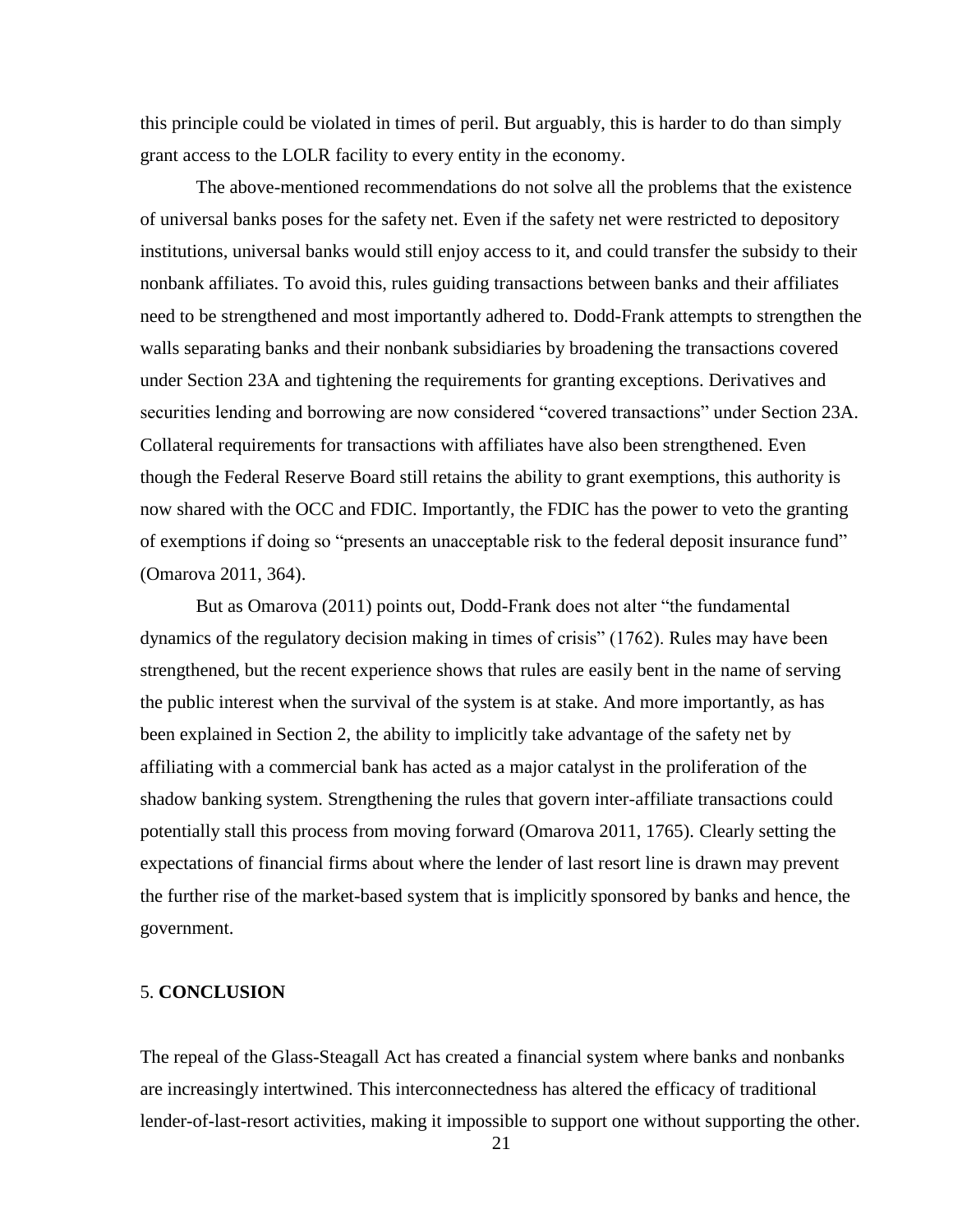this principle could be violated in times of peril. But arguably, this is harder to do than simply grant access to the LOLR facility to every entity in the economy.

The above-mentioned recommendations do not solve all the problems that the existence of universal banks poses for the safety net. Even if the safety net were restricted to depository institutions, universal banks would still enjoy access to it, and could transfer the subsidy to their nonbank affiliates. To avoid this, rules guiding transactions between banks and their affiliates need to be strengthened and most importantly adhered to. Dodd-Frank attempts to strengthen the walls separating banks and their nonbank subsidiaries by broadening the transactions covered under Section 23A and tightening the requirements for granting exceptions. Derivatives and securities lending and borrowing are now considered "covered transactions" under Section 23A. Collateral requirements for transactions with affiliates have also been strengthened. Even though the Federal Reserve Board still retains the ability to grant exemptions, this authority is now shared with the OCC and FDIC. Importantly, the FDIC has the power to veto the granting of exemptions if doing so "presents an unacceptable risk to the federal deposit insurance fund" (Omarova 2011, 364).

But as Omarova (2011) points out, Dodd-Frank does not alter "the fundamental dynamics of the regulatory decision making in times of crisis" (1762). Rules may have been strengthened, but the recent experience shows that rules are easily bent in the name of serving the public interest when the survival of the system is at stake. And more importantly, as has been explained in Section 2, the ability to implicitly take advantage of the safety net by affiliating with a commercial bank has acted as a major catalyst in the proliferation of the shadow banking system. Strengthening the rules that govern inter-affiliate transactions could potentially stall this process from moving forward (Omarova 2011, 1765). Clearly setting the expectations of financial firms about where the lender of last resort line is drawn may prevent the further rise of the market-based system that is implicitly sponsored by banks and hence, the government.

## 5. CONCLUSION

The repeal of the Glass-Steagall Act has created a financial system where banks and nonbanks are increasingly intertwined. This interconnectedness has altered the efficacy of traditional lender-of-last-resort activities, making it impossible to support one without supporting the other.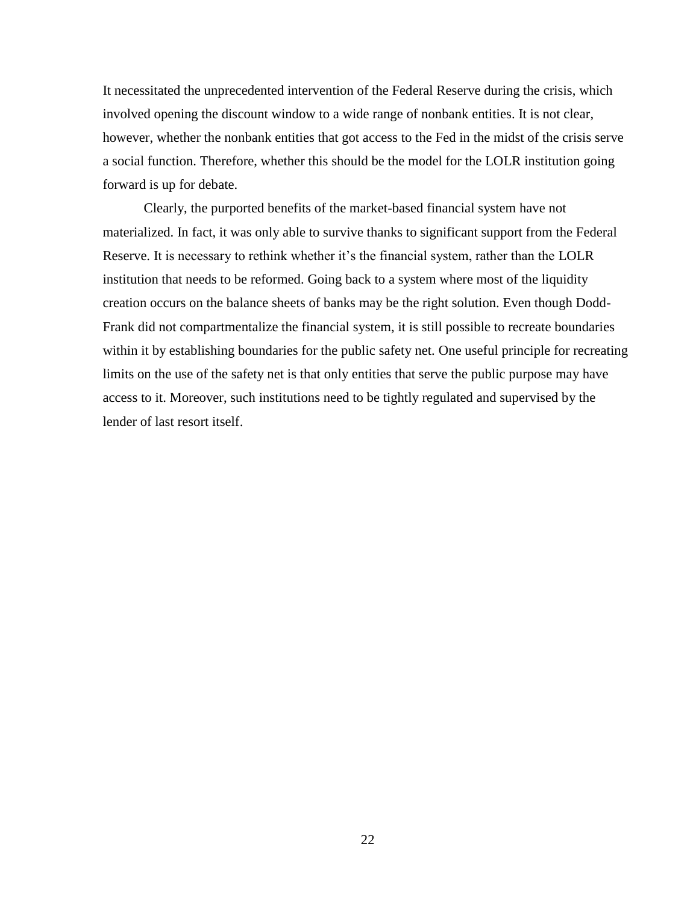It necessitated the unprecedented intervention of the Federal Reserve during the crisis, which involved opening the discount window to a wide range of nonbank entities. It is not clear, however, whether the nonbank entities that got access to the Fed in the midst of the crisis serve a social function. Therefore, whether this should be the model for the LOLR institution going forward is up for debate.

Clearly, the purported benefits of the market-based financial system have not materialized. In fact, it was only able to survive thanks to significant support from the Federal Reserve. It is necessary to rethink whether it's the financial system, rather than the LOLR institution that needs to be reformed. Going back to a system where most of the liquidity creation occurs on the balance sheets of banks may be the right solution. Even though Dodd-Frank did not compartmentalize the financial system, it is still possible to recreate boundaries within it by establishing boundaries for the public safety net. One useful principle for recreating limits on the use of the safety net is that only entities that serve the public purpose may have access to it. Moreover, such institutions need to be tightly regulated and supervised by the lender of last resort itself.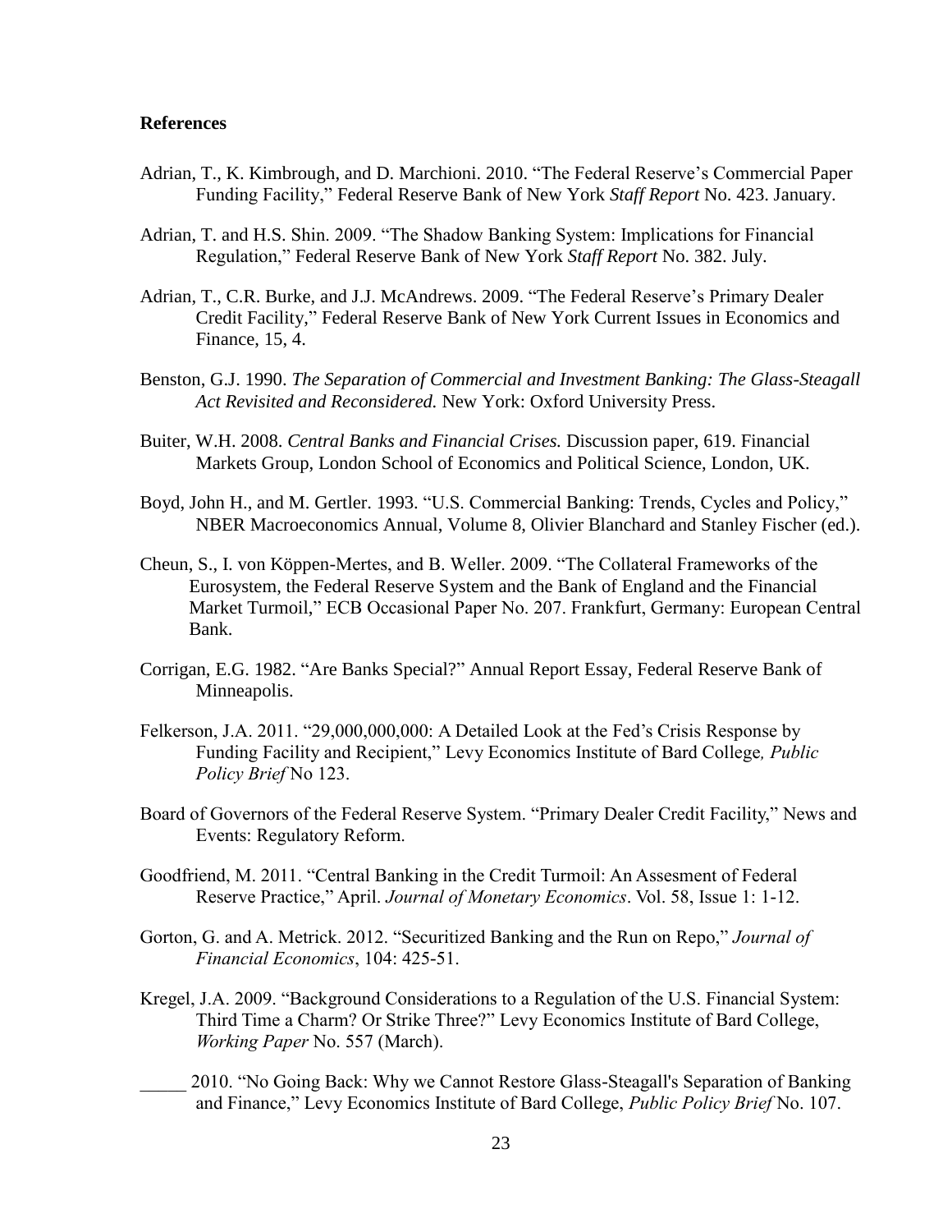## References

Adrian, T., K. Kimbrough, and D. Marchioni. 2010. "The Federal Reserve's Commercial Paper Funding Facility," Federal Reserve Bank of New York *Staff Report* No. 423. January.

Adrian, T. and H.S. Shin. 2009. "The Shadow Banking System: Implications for Financial Regulation," Federal Reserve Bank of New York *Staff Report* No. 382. July.

Adrian, T., C.R. Burke, and J.J. McAndrews. 2009. "The Federal Reserve's Primary Dealer Credit Facility," Federal Reserve Bank of New York Current Issues in Economics and Finance, 15, 4.

Benston, G.J. 1990. *The Separation of Commercial and Investment Banking: The Glass-Steagall Act Revisited and Reconsidered.* New York: Oxford University Press.

Buiter, W.H. 2008. *Central Banks and Financial Crises.* Discussion paper, 619. Financial Markets Group, London School of Economics and Political Science, London, UK.

Boyd, John H., and M. Gertler. 1993. "U.S. Commercial Banking: Trends, Cycles and Policy," NBER Macroeconomics Annual, Volume 8, Olivier Blanchard and Stanley Fischer (ed.).

Cheun, S., I. von Köppen-Mertes, and B. Weller. 2009. "The Collateral Frameworks of the Eurosystem, the Federal Reserve System and the Bank of England and the Financial Market Turmoil," ECB Occasional Paper No. 207. Frankfurt, Germany: European Central Bank.

Corrigan, E.G. 1982. "Are Banks Special?" Annual Report Essay, Federal Reserve Bank of Minneapolis.

Felkerson, J.A. 2011. "29,000,000,000: A Detailed Look at the Fed's Crisis Response by Funding Facility and Recipient," Levy Economics Institute of Bard College*, Public Policy Brief* No 123.

Board of Governors of the Federal Reserve System. "Primary Dealer Credit Facility," News and Events: Regulatory Reform.

Goodfriend, M. 2011. "Central Banking in the Credit Turmoil: An Assesment of Federal Reserve Practice," April. *Journal of Monetary Economics*. Vol. 58, Issue 1: 1-12.

Gorton, G. and A. Metrick. 2012. "Securitized Banking and the Run on Repo," *Journal of Financial Economics*, 104: 425-51.

Kregel, J.A. 2009. "Background Considerations to a Regulation of the U.S. Financial System: Third Time a Charm? Or Strike Three?" Levy Economics Institute of Bard College, *Working Paper* No. 557 (March).

_____ 2010. "No Going Back: Why we Cannot Restore Glass-Steagall's Separation of Banking and Finance," Levy Economics Institute of Bard College, *Public Policy Brief* No. 107.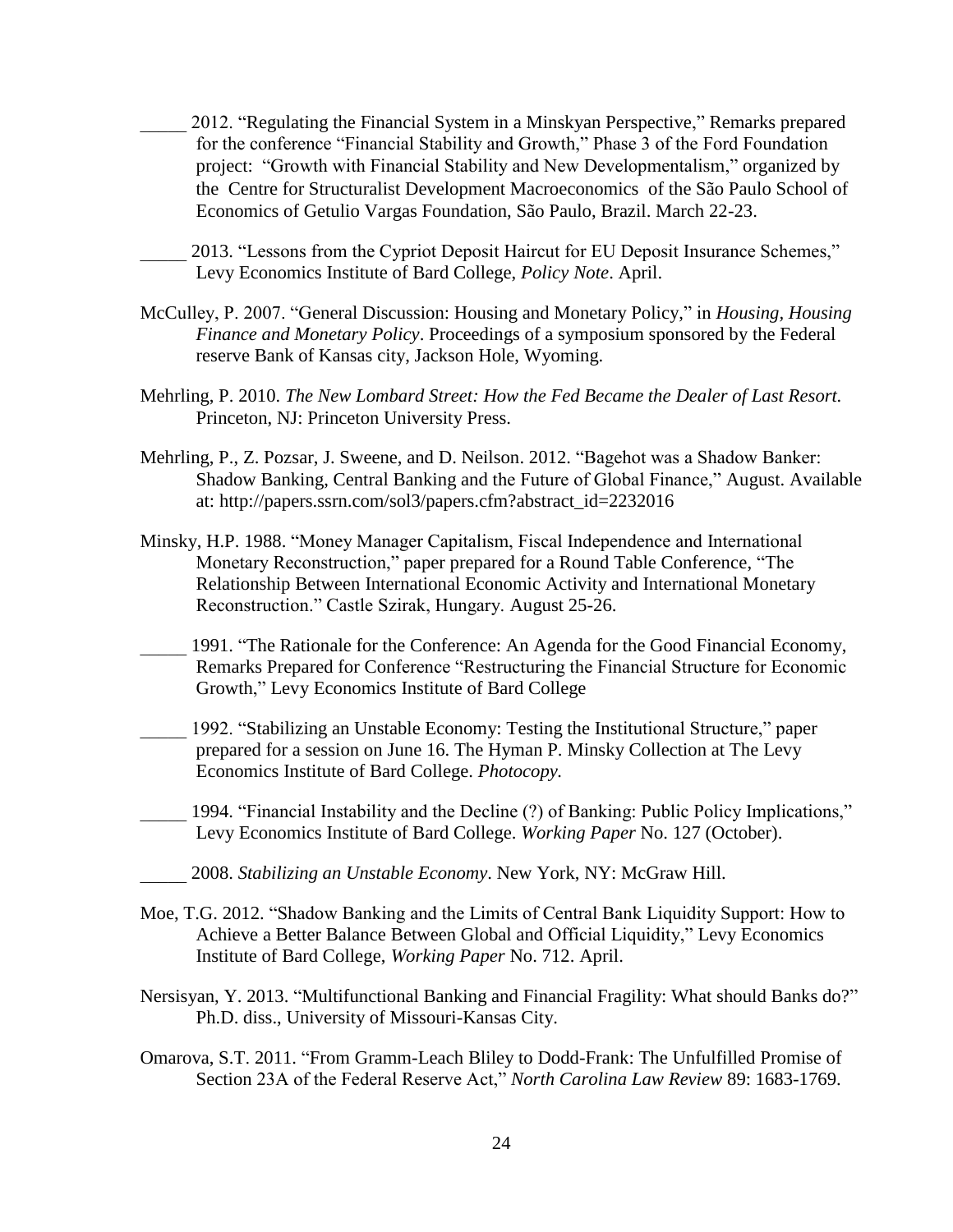_____ 2012. "Regulating the Financial System in a Minskyan Perspective," Remarks prepared for the conference "Financial Stability and Growth," Phase 3 of the Ford Foundation project: "Growth with Financial Stability and New Developmentalism," organized by the Centre for Structuralist Development Macroeconomics of the São Paulo School of Economics of Getulio Vargas Foundation, São Paulo, Brazil. March 22-23.

_____ 2013. "Lessons from the Cypriot Deposit Haircut for EU Deposit Insurance Schemes," Levy Economics Institute of Bard College, *Policy Note*. April.

McCulley, P. 2007. "General Discussion: Housing and Monetary Policy," in *Housing, Housing Finance and Monetary Policy*. Proceedings of a symposium sponsored by the Federal reserve Bank of Kansas city, Jackson Hole, Wyoming.

Mehrling, P. 2010. *The New Lombard Street: How the Fed Became the Dealer of Last Resort.* Princeton, NJ: Princeton University Press.

Mehrling, P., Z. Pozsar, J. Sweene, and D. Neilson. 2012. "Bagehot was a Shadow Banker: Shadow Banking, Central Banking and the Future of Global Finance," August. Available at: http://papers.ssrn.com/sol3/papers.cfm?abstract_id=2232016

Minsky, H.P. 1988. "Money Manager Capitalism, Fiscal Independence and International Monetary Reconstruction," paper prepared for a Round Table Conference, "The Relationship Between International Economic Activity and International Monetary Reconstruction." Castle Szirak, Hungary. August 25-26.

_____ 1991. "The Rationale for the Conference: An Agenda for the Good Financial Economy, Remarks Prepared for Conference "Restructuring the Financial Structure for Economic Growth," Levy Economics Institute of Bard College

_____ 1992. "Stabilizing an Unstable Economy: Testing the Institutional Structure," paper prepared for a session on June 16. The Hyman P. Minsky Collection at The Levy Economics Institute of Bard College. *Photocopy.*

_____ 1994. "Financial Instability and the Decline (?) of Banking: Public Policy Implications," Levy Economics Institute of Bard College. *Working Paper* No. 127 (October).

_____ 2008. *Stabilizing an Unstable Economy*. New York, NY: McGraw Hill.

Moe, T.G. 2012. "Shadow Banking and the Limits of Central Bank Liquidity Support: How to Achieve a Better Balance Between Global and Official Liquidity," Levy Economics Institute of Bard College, *Working Paper* No. 712. April.

Nersisyan, Y. 2013. "Multifunctional Banking and Financial Fragility: What should Banks do?" Ph.D. diss., University of Missouri-Kansas City.

Omarova, S.T. 2011. "From Gramm-Leach Bliley to Dodd-Frank: The Unfulfilled Promise of Section 23A of the Federal Reserve Act," *North Carolina Law Review* 89: 1683-1769.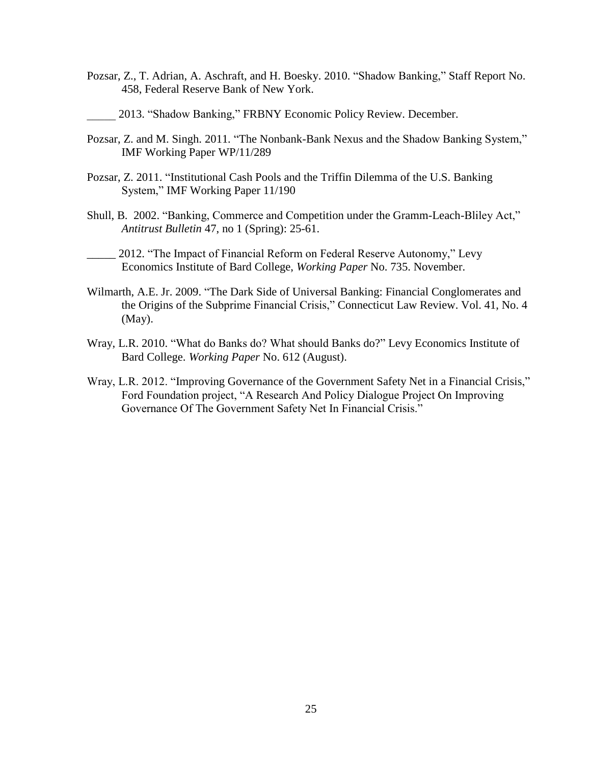Pozsar, Z., T. Adrian, A. Aschraft, and H. Boesky. 2010. "Shadow Banking," Staff Report No. 458, Federal Reserve Bank of New York.

_____ 2013. "Shadow Banking," FRBNY Economic Policy Review. December.

Pozsar, Z. and M. Singh. 2011. "The Nonbank-Bank Nexus and the Shadow Banking System," IMF Working Paper WP/11/289

Pozsar, Z. 2011. "Institutional Cash Pools and the Triffin Dilemma of the U.S. Banking System," IMF Working Paper 11/190

Shull, B. 2002. "Banking, Commerce and Competition under the Gramm-Leach-Bliley Act," *Antitrust Bulletin* 47, no 1 (Spring): 25-61.

_____ 2012. "The Impact of Financial Reform on Federal Reserve Autonomy," Levy Economics Institute of Bard College, *Working Paper* No. 735. November.

Wilmarth, A.E. Jr. 2009. "The Dark Side of Universal Banking: Financial Conglomerates and the Origins of the Subprime Financial Crisis," Connecticut Law Review. Vol. 41, No. 4 (May).

Wray, L.R. 2010. "What do Banks do? What should Banks do?" Levy Economics Institute of Bard College. *Working Paper* No. 612 (August).

Wray, L.R. 2012. "Improving Governance of the Government Safety Net in a Financial Crisis," Ford Foundation project, "A Research And Policy Dialogue Project On Improving Governance Of The Government Safety Net In Financial Crisis."